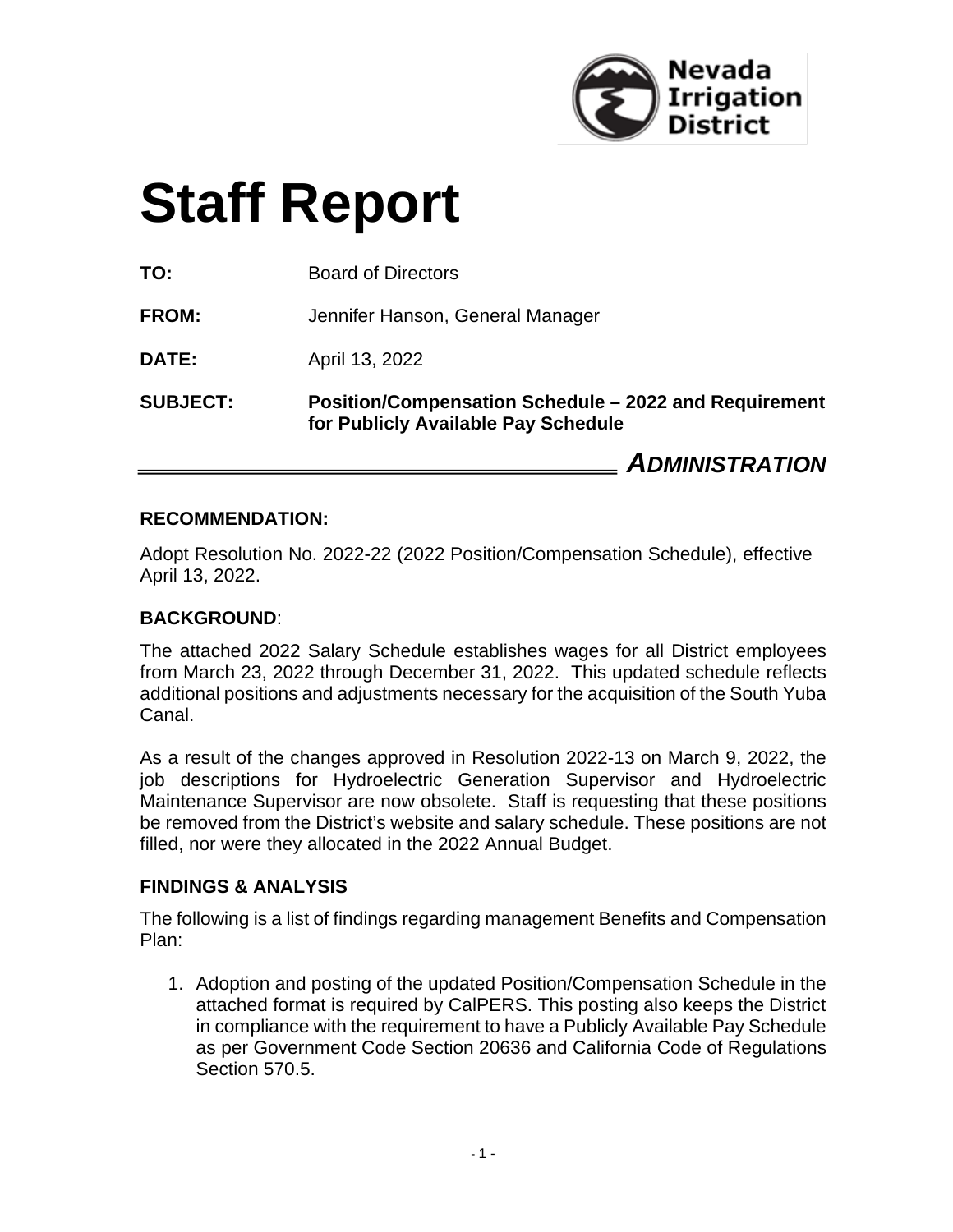Nevada Irrigation District

# Staff Report

**TO:** Board of Directors

**FROM:** Jennifer Hanson, General Manager

**DATE:** April 13, 2022

**SUBJECT:** **Position/Compensation Schedule – 2022 and Requirement for Publicly Available Pay Schedule**

***ADMINISTRATION***

### RECOMMENDATION:

Adopt Resolution No. 2022-22 (2022 Position/Compensation Schedule), effective April 13, 2022.

### BACKGROUND:

The attached 2022 Salary Schedule establishes wages for all District employees from March 23, 2022 through December 31, 2022. This updated schedule reflects additional positions and adjustments necessary for the acquisition of the South Yuba Canal.

As a result of the changes approved in Resolution 2022-13 on March 9, 2022, the job descriptions for Hydroelectric Generation Supervisor and Hydroelectric Maintenance Supervisor are now obsolete. Staff is requesting that these positions be removed from the District's website and salary schedule. These positions are not filled, nor were they allocated in the 2022 Annual Budget.

### FINDINGS & ANALYSIS

The following is a list of findings regarding management Benefits and Compensation Plan:

1. Adoption and posting of the updated Position/Compensation Schedule in the attached format is required by CalPERS. This posting also keeps the District in compliance with the requirement to have a Publicly Available Pay Schedule as per Government Code Section 20636 and California Code of Regulations Section 570.5.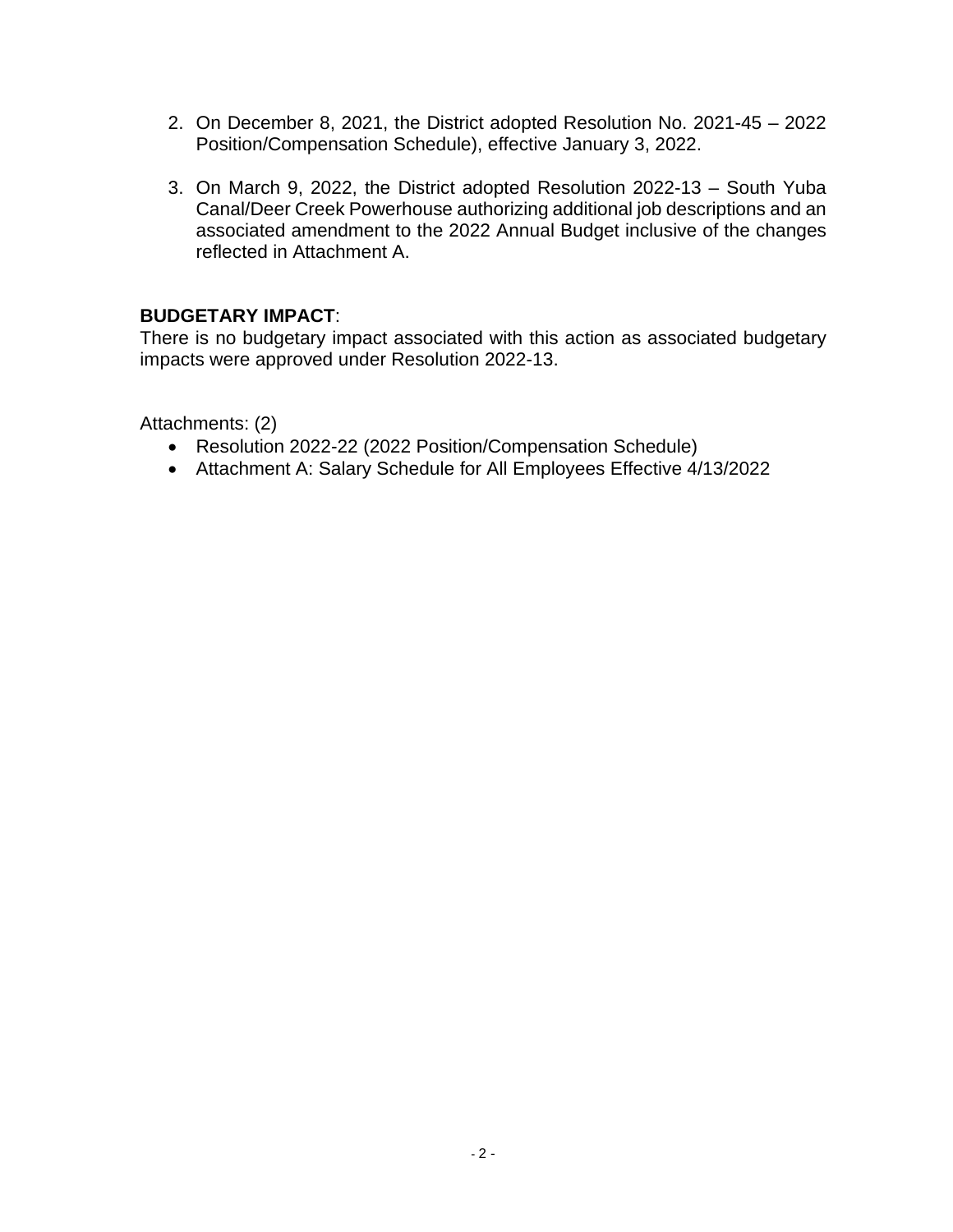2. On December 8, 2021, the District adopted Resolution No. 2021-45 – 2022 Position/Compensation Schedule), effective January 3, 2022.

3. On March 9, 2022, the District adopted Resolution 2022-13 – South Yuba Canal/Deer Creek Powerhouse authorizing additional job descriptions and an associated amendment to the 2022 Annual Budget inclusive of the changes reflected in Attachment A.

**BUDGETARY IMPACT**:
There is no budgetary impact associated with this action as associated budgetary impacts were approved under Resolution 2022-13.

Attachments: (2)

- Resolution 2022-22 (2022 Position/Compensation Schedule)
- Attachment A: Salary Schedule for All Employees Effective 4/13/2022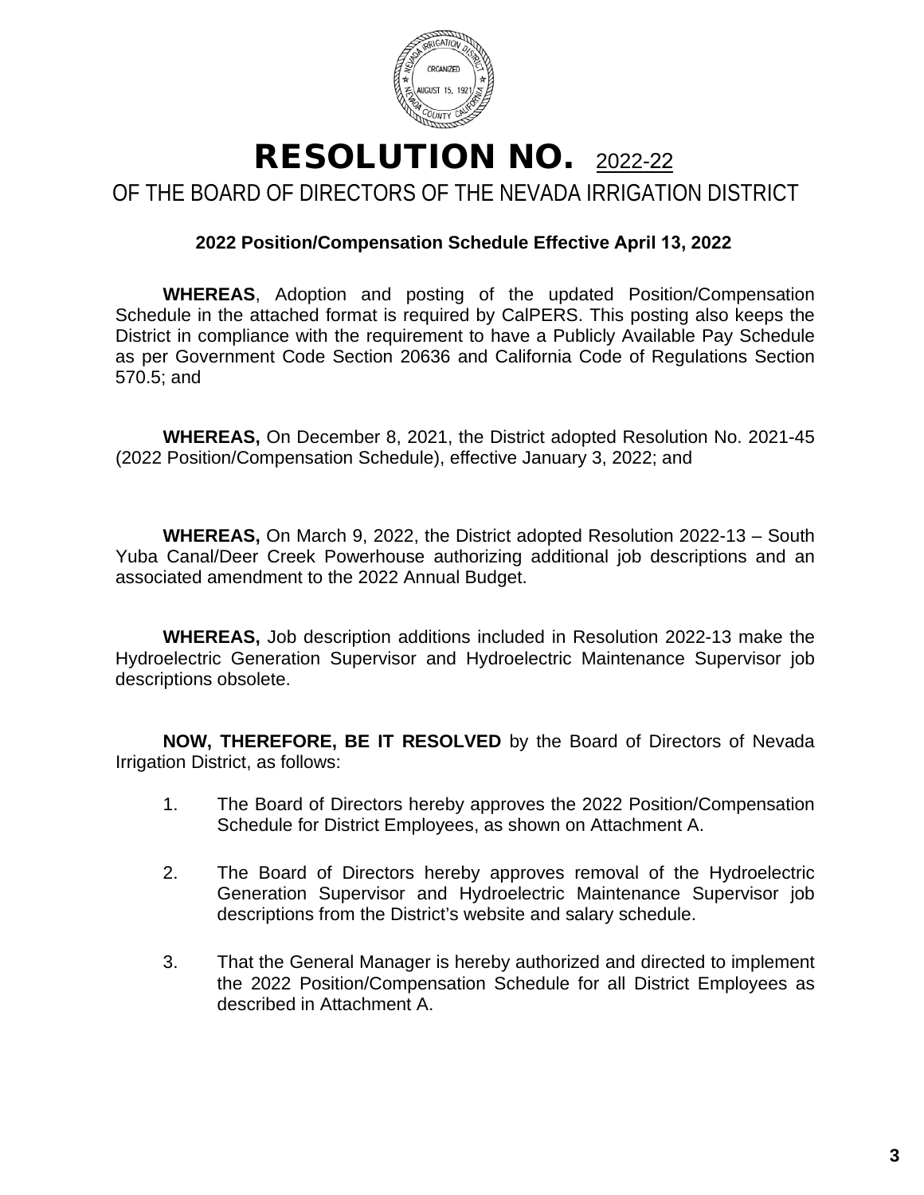# RESOLUTION NO. 2022-22

## OF THE BOARD OF DIRECTORS OF THE NEVADA IRRIGATION DISTRICT

**2022 Position/Compensation Schedule Effective April 13, 2022**

**WHEREAS**, Adoption and posting of the updated Position/Compensation Schedule in the attached format is required by CalPERS. This posting also keeps the District in compliance with the requirement to have a Publicly Available Pay Schedule as per Government Code Section 20636 and California Code of Regulations Section 570.5; and

**WHEREAS,** On December 8, 2021, the District adopted Resolution No. 2021-45 (2022 Position/Compensation Schedule), effective January 3, 2022; and

**WHEREAS,** On March 9, 2022, the District adopted Resolution 2022-13 – South Yuba Canal/Deer Creek Powerhouse authorizing additional job descriptions and an associated amendment to the 2022 Annual Budget.

**WHEREAS,** Job description additions included in Resolution 2022-13 make the Hydroelectric Generation Supervisor and Hydroelectric Maintenance Supervisor job descriptions obsolete.

**NOW, THEREFORE, BE IT RESOLVED** by the Board of Directors of Nevada Irrigation District, as follows:

1. The Board of Directors hereby approves the 2022 Position/Compensation Schedule for District Employees, as shown on Attachment A.
2. The Board of Directors hereby approves removal of the Hydroelectric Generation Supervisor and Hydroelectric Maintenance Supervisor job descriptions from the District's website and salary schedule.
3. That the General Manager is hereby authorized and directed to implement the 2022 Position/Compensation Schedule for all District Employees as described in Attachment A.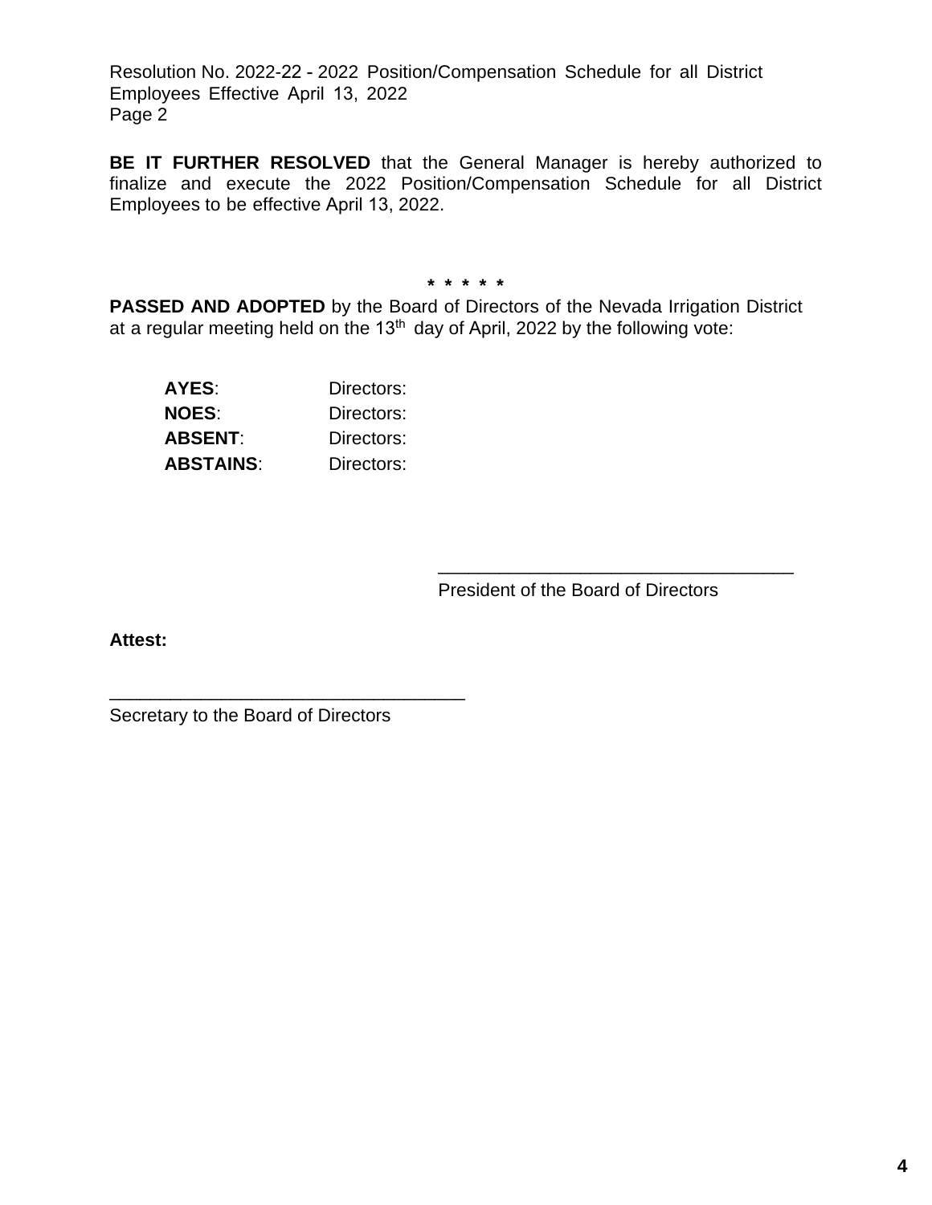**BE IT FURTHER RESOLVED** that the General Manager is hereby authorized to finalize and execute the 2022 Position/Compensation Schedule for all District Employees to be effective April 13, 2022.

\* \* \* \* \*

**PASSED AND ADOPTED** by the Board of Directors of the Nevada Irrigation District at a regular meeting held on the 13th day of April, 2022 by the following vote:

**AYES**: Directors:
**NOES**: Directors:
**ABSENT**: Directors:
**ABSTAINS**: Directors:

___________________________________
President of the Board of Directors

**Attest:**

___________________________________
Secretary to the Board of Directors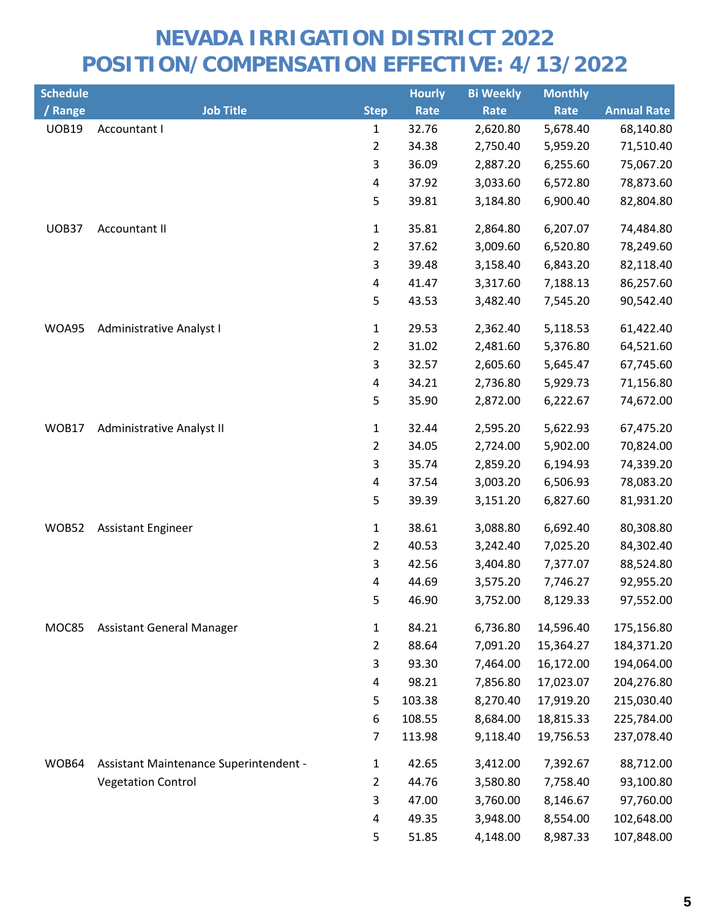# NEVADA IRRIGATION DISTRICT 2022
# POSITION/COMPENSATION EFFECTIVE: 4/13/2022

| Schedule / Range | Job Title | Step | Hourly Rate | Bi Weekly Rate | Monthly Rate | Annual Rate |
|---|---|---|---|---|---|---|
| UOB19 | Accountant I | 1 | 32.76 | 2,620.80 | 5,678.40 | 68,140.80 |
| | | 2 | 34.38 | 2,750.40 | 5,959.20 | 71,510.40 |
| | | 3 | 36.09 | 2,887.20 | 6,255.60 | 75,067.20 |
| | | 4 | 37.92 | 3,033.60 | 6,572.80 | 78,873.60 |
| | | 5 | 39.81 | 3,184.80 | 6,900.40 | 82,804.80 |
| UOB37 | Accountant II | 1 | 35.81 | 2,864.80 | 6,207.07 | 74,484.80 |
| | | 2 | 37.62 | 3,009.60 | 6,520.80 | 78,249.60 |
| | | 3 | 39.48 | 3,158.40 | 6,843.20 | 82,118.40 |
| | | 4 | 41.47 | 3,317.60 | 7,188.13 | 86,257.60 |
| | | 5 | 43.53 | 3,482.40 | 7,545.20 | 90,542.40 |
| WOA95 | Administrative Analyst I | 1 | 29.53 | 2,362.40 | 5,118.53 | 61,422.40 |
| | | 2 | 31.02 | 2,481.60 | 5,376.80 | 64,521.60 |
| | | 3 | 32.57 | 2,605.60 | 5,645.47 | 67,745.60 |
| | | 4 | 34.21 | 2,736.80 | 5,929.73 | 71,156.80 |
| | | 5 | 35.90 | 2,872.00 | 6,222.67 | 74,672.00 |
| WOB17 | Administrative Analyst II | 1 | 32.44 | 2,595.20 | 5,622.93 | 67,475.20 |
| | | 2 | 34.05 | 2,724.00 | 5,902.00 | 70,824.00 |
| | | 3 | 35.74 | 2,859.20 | 6,194.93 | 74,339.20 |
| | | 4 | 37.54 | 3,003.20 | 6,506.93 | 78,083.20 |
| | | 5 | 39.39 | 3,151.20 | 6,827.60 | 81,931.20 |
| WOB52 | Assistant Engineer | 1 | 38.61 | 3,088.80 | 6,692.40 | 80,308.80 |
| | | 2 | 40.53 | 3,242.40 | 7,025.20 | 84,302.40 |
| | | 3 | 42.56 | 3,404.80 | 7,377.07 | 88,524.80 |
| | | 4 | 44.69 | 3,575.20 | 7,746.27 | 92,955.20 |
| | | 5 | 46.90 | 3,752.00 | 8,129.33 | 97,552.00 |
| MOC85 | Assistant General Manager | 1 | 84.21 | 6,736.80 | 14,596.40 | 175,156.80 |
| | | 2 | 88.64 | 7,091.20 | 15,364.27 | 184,371.20 |
| | | 3 | 93.30 | 7,464.00 | 16,172.00 | 194,064.00 |
| | | 4 | 98.21 | 7,856.80 | 17,023.07 | 204,276.80 |
| | | 5 | 103.38 | 8,270.40 | 17,919.20 | 215,030.40 |
| | | 6 | 108.55 | 8,684.00 | 18,815.33 | 225,784.00 |
| | | 7 | 113.98 | 9,118.40 | 19,756.53 | 237,078.40 |
| WOB64 | Assistant Maintenance Superintendent - Vegetation Control | 1 | 42.65 | 3,412.00 | 7,392.67 | 88,712.00 |
| | | 2 | 44.76 | 3,580.80 | 7,758.40 | 93,100.80 |
| | | 3 | 47.00 | 3,760.00 | 8,146.67 | 97,760.00 |
| | | 4 | 49.35 | 3,948.00 | 8,554.00 | 102,648.00 |
| | | 5 | 51.85 | 4,148.00 | 8,987.33 | 107,848.00 |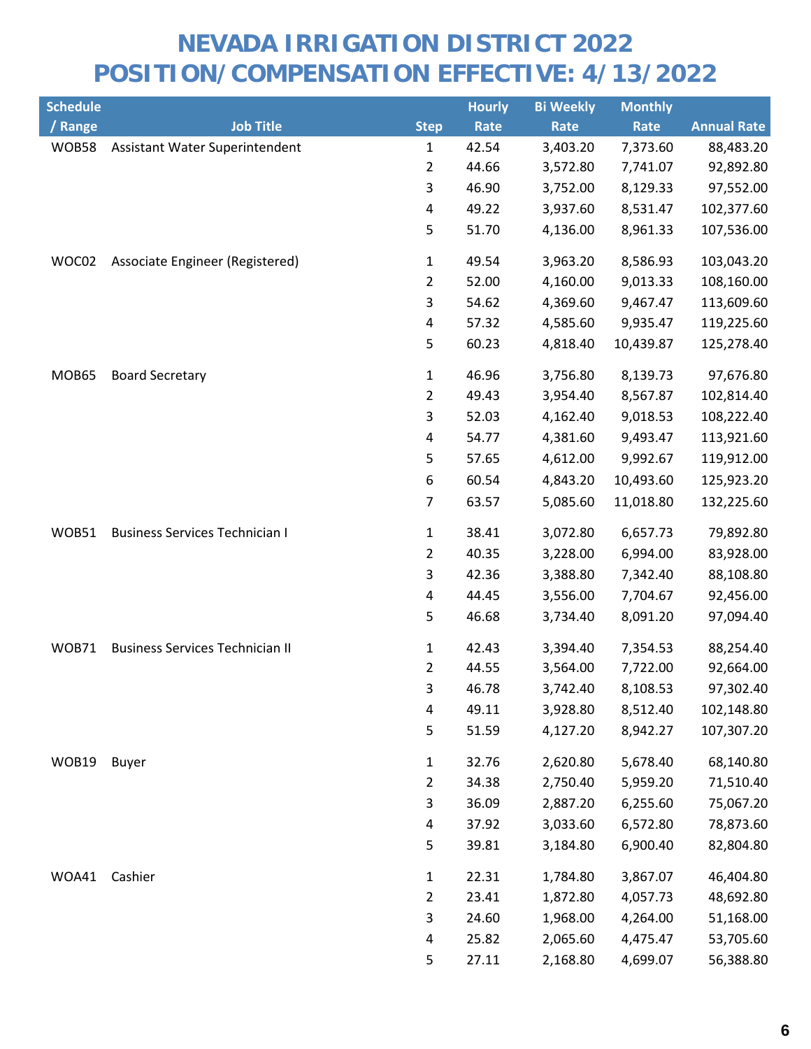# NEVADA IRRIGATION DISTRICT 2022
# POSITION/COMPENSATION EFFECTIVE: 4/13/2022

| Schedule / Range | Job Title | Step | Hourly Rate | Bi Weekly Rate | Monthly Rate | Annual Rate |
|---|---|---|---|---|---|---|
| WOB58 | Assistant Water Superintendent | 1 | 42.54 | 3,403.20 | 7,373.60 | 88,483.20 |
| | | 2 | 44.66 | 3,572.80 | 7,741.07 | 92,892.80 |
| | | 3 | 46.90 | 3,752.00 | 8,129.33 | 97,552.00 |
| | | 4 | 49.22 | 3,937.60 | 8,531.47 | 102,377.60 |
| | | 5 | 51.70 | 4,136.00 | 8,961.33 | 107,536.00 |
| WOC02 | Associate Engineer (Registered) | 1 | 49.54 | 3,963.20 | 8,586.93 | 103,043.20 |
| | | 2 | 52.00 | 4,160.00 | 9,013.33 | 108,160.00 |
| | | 3 | 54.62 | 4,369.60 | 9,467.47 | 113,609.60 |
| | | 4 | 57.32 | 4,585.60 | 9,935.47 | 119,225.60 |
| | | 5 | 60.23 | 4,818.40 | 10,439.87 | 125,278.40 |
| MOB65 | Board Secretary | 1 | 46.96 | 3,756.80 | 8,139.73 | 97,676.80 |
| | | 2 | 49.43 | 3,954.40 | 8,567.87 | 102,814.40 |
| | | 3 | 52.03 | 4,162.40 | 9,018.53 | 108,222.40 |
| | | 4 | 54.77 | 4,381.60 | 9,493.47 | 113,921.60 |
| | | 5 | 57.65 | 4,612.00 | 9,992.67 | 119,912.00 |
| | | 6 | 60.54 | 4,843.20 | 10,493.60 | 125,923.20 |
| | | 7 | 63.57 | 5,085.60 | 11,018.80 | 132,225.60 |
| WOB51 | Business Services Technician I | 1 | 38.41 | 3,072.80 | 6,657.73 | 79,892.80 |
| | | 2 | 40.35 | 3,228.00 | 6,994.00 | 83,928.00 |
| | | 3 | 42.36 | 3,388.80 | 7,342.40 | 88,108.80 |
| | | 4 | 44.45 | 3,556.00 | 7,704.67 | 92,456.00 |
| | | 5 | 46.68 | 3,734.40 | 8,091.20 | 97,094.40 |
| WOB71 | Business Services Technician II | 1 | 42.43 | 3,394.40 | 7,354.53 | 88,254.40 |
| | | 2 | 44.55 | 3,564.00 | 7,722.00 | 92,664.00 |
| | | 3 | 46.78 | 3,742.40 | 8,108.53 | 97,302.40 |
| | | 4 | 49.11 | 3,928.80 | 8,512.40 | 102,148.80 |
| | | 5 | 51.59 | 4,127.20 | 8,942.27 | 107,307.20 |
| WOB19 | Buyer | 1 | 32.76 | 2,620.80 | 5,678.40 | 68,140.80 |
| | | 2 | 34.38 | 2,750.40 | 5,959.20 | 71,510.40 |
| | | 3 | 36.09 | 2,887.20 | 6,255.60 | 75,067.20 |
| | | 4 | 37.92 | 3,033.60 | 6,572.80 | 78,873.60 |
| | | 5 | 39.81 | 3,184.80 | 6,900.40 | 82,804.80 |
| WOA41 | Cashier | 1 | 22.31 | 1,784.80 | 3,867.07 | 46,404.80 |
| | | 2 | 23.41 | 1,872.80 | 4,057.73 | 48,692.80 |
| | | 3 | 24.60 | 1,968.00 | 4,264.00 | 51,168.00 |
| | | 4 | 25.82 | 2,065.60 | 4,475.47 | 53,705.60 |
| | | 5 | 27.11 | 2,168.80 | 4,699.07 | 56,388.80 |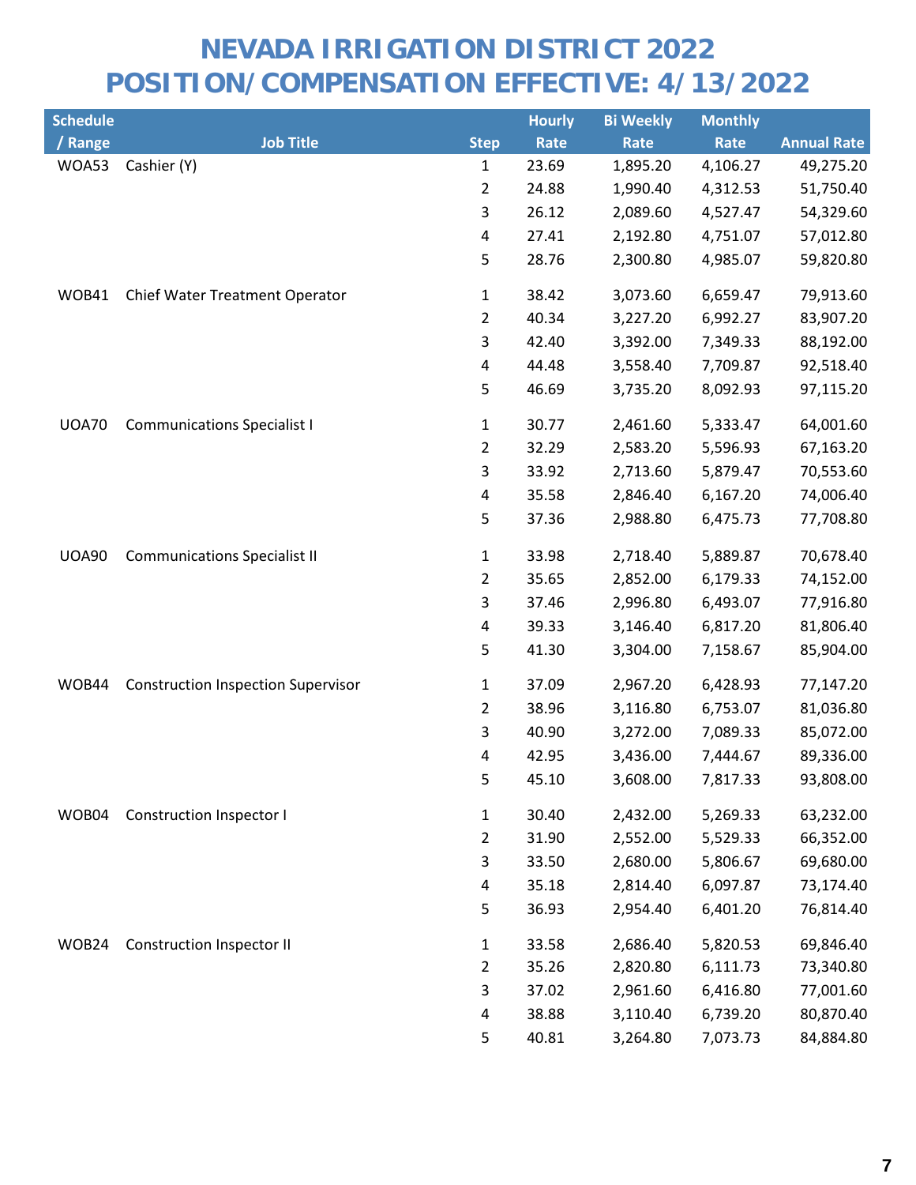# NEVADA IRRIGATION DISTRICT 2022
# POSITION/COMPENSATION EFFECTIVE: 4/13/2022

| Schedule / Range | Job Title | Step | Hourly Rate | Bi Weekly Rate | Monthly Rate | Annual Rate |
|---|---|---|---|---|---|---|
| WOA53 | Cashier (Y) | 1 | 23.69 | 1,895.20 | 4,106.27 | 49,275.20 |
| | | 2 | 24.88 | 1,990.40 | 4,312.53 | 51,750.40 |
| | | 3 | 26.12 | 2,089.60 | 4,527.47 | 54,329.60 |
| | | 4 | 27.41 | 2,192.80 | 4,751.07 | 57,012.80 |
| | | 5 | 28.76 | 2,300.80 | 4,985.07 | 59,820.80 |
| WOB41 | Chief Water Treatment Operator | 1 | 38.42 | 3,073.60 | 6,659.47 | 79,913.60 |
| | | 2 | 40.34 | 3,227.20 | 6,992.27 | 83,907.20 |
| | | 3 | 42.40 | 3,392.00 | 7,349.33 | 88,192.00 |
| | | 4 | 44.48 | 3,558.40 | 7,709.87 | 92,518.40 |
| | | 5 | 46.69 | 3,735.20 | 8,092.93 | 97,115.20 |
| UOA70 | Communications Specialist I | 1 | 30.77 | 2,461.60 | 5,333.47 | 64,001.60 |
| | | 2 | 32.29 | 2,583.20 | 5,596.93 | 67,163.20 |
| | | 3 | 33.92 | 2,713.60 | 5,879.47 | 70,553.60 |
| | | 4 | 35.58 | 2,846.40 | 6,167.20 | 74,006.40 |
| | | 5 | 37.36 | 2,988.80 | 6,475.73 | 77,708.80 |
| UOA90 | Communications Specialist II | 1 | 33.98 | 2,718.40 | 5,889.87 | 70,678.40 |
| | | 2 | 35.65 | 2,852.00 | 6,179.33 | 74,152.00 |
| | | 3 | 37.46 | 2,996.80 | 6,493.07 | 77,916.80 |
| | | 4 | 39.33 | 3,146.40 | 6,817.20 | 81,806.40 |
| | | 5 | 41.30 | 3,304.00 | 7,158.67 | 85,904.00 |
| WOB44 | Construction Inspection Supervisor | 1 | 37.09 | 2,967.20 | 6,428.93 | 77,147.20 |
| | | 2 | 38.96 | 3,116.80 | 6,753.07 | 81,036.80 |
| | | 3 | 40.90 | 3,272.00 | 7,089.33 | 85,072.00 |
| | | 4 | 42.95 | 3,436.00 | 7,444.67 | 89,336.00 |
| | | 5 | 45.10 | 3,608.00 | 7,817.33 | 93,808.00 |
| WOB04 | Construction Inspector I | 1 | 30.40 | 2,432.00 | 5,269.33 | 63,232.00 |
| | | 2 | 31.90 | 2,552.00 | 5,529.33 | 66,352.00 |
| | | 3 | 33.50 | 2,680.00 | 5,806.67 | 69,680.00 |
| | | 4 | 35.18 | 2,814.40 | 6,097.87 | 73,174.40 |
| | | 5 | 36.93 | 2,954.40 | 6,401.20 | 76,814.40 |
| WOB24 | Construction Inspector II | 1 | 33.58 | 2,686.40 | 5,820.53 | 69,846.40 |
| | | 2 | 35.26 | 2,820.80 | 6,111.73 | 73,340.80 |
| | | 3 | 37.02 | 2,961.60 | 6,416.80 | 77,001.60 |
| | | 4 | 38.88 | 3,110.40 | 6,739.20 | 80,870.40 |
| | | 5 | 40.81 | 3,264.80 | 7,073.73 | 84,884.80 |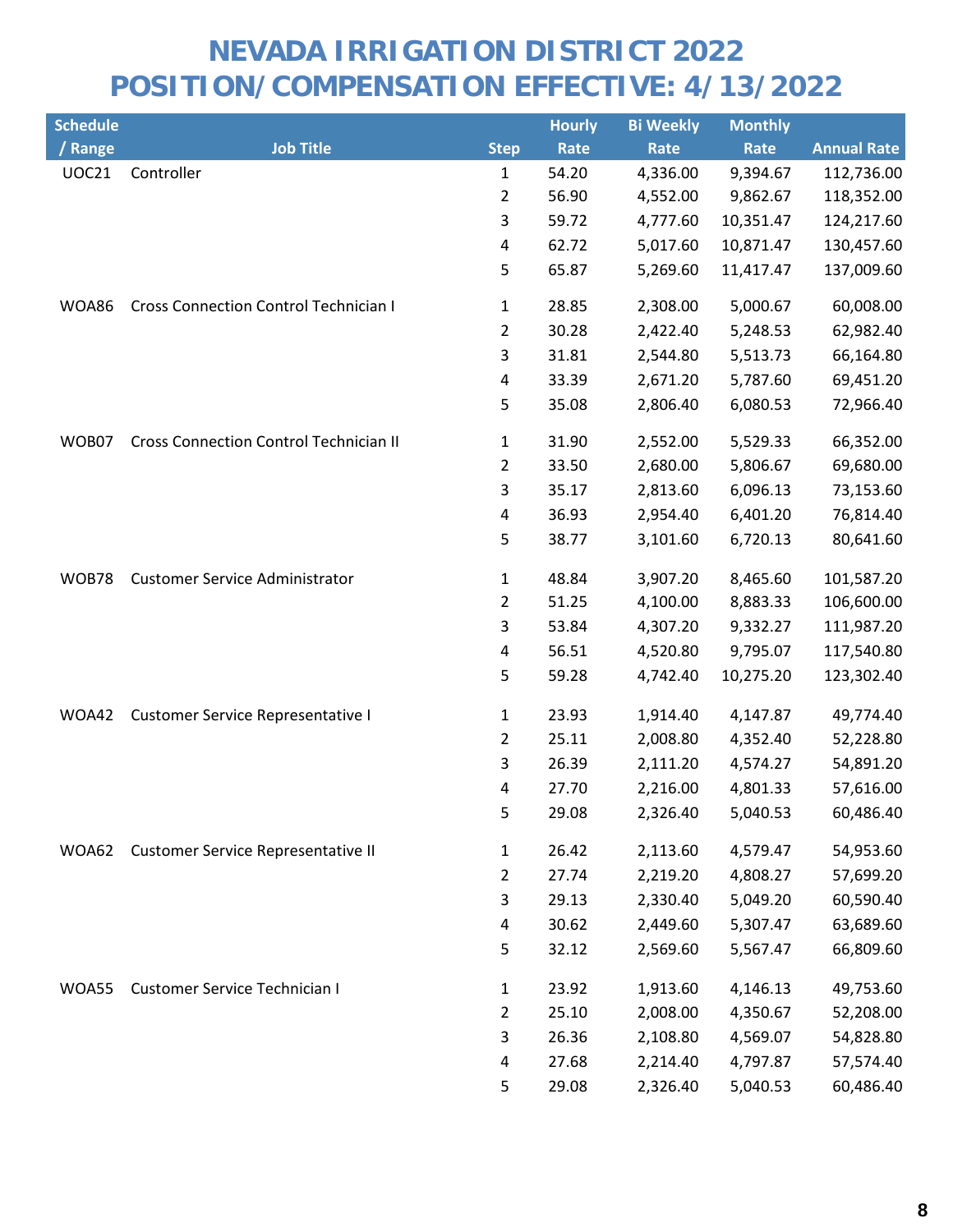# NEVADA IRRIGATION DISTRICT 2022
# POSITION/COMPENSATION EFFECTIVE: 4/13/2022

| Schedule / Range | Job Title | Step | Hourly Rate | Bi Weekly Rate | Monthly Rate | Annual Rate |
|---|---|---|---|---|---|---|
| UOC21 | Controller | 1 | 54.20 | 4,336.00 | 9,394.67 | 112,736.00 |
| | | 2 | 56.90 | 4,552.00 | 9,862.67 | 118,352.00 |
| | | 3 | 59.72 | 4,777.60 | 10,351.47 | 124,217.60 |
| | | 4 | 62.72 | 5,017.60 | 10,871.47 | 130,457.60 |
| | | 5 | 65.87 | 5,269.60 | 11,417.47 | 137,009.60 |
| WOA86 | Cross Connection Control Technician I | 1 | 28.85 | 2,308.00 | 5,000.67 | 60,008.00 |
| | | 2 | 30.28 | 2,422.40 | 5,248.53 | 62,982.40 |
| | | 3 | 31.81 | 2,544.80 | 5,513.73 | 66,164.80 |
| | | 4 | 33.39 | 2,671.20 | 5,787.60 | 69,451.20 |
| | | 5 | 35.08 | 2,806.40 | 6,080.53 | 72,966.40 |
| WOB07 | Cross Connection Control Technician II | 1 | 31.90 | 2,552.00 | 5,529.33 | 66,352.00 |
| | | 2 | 33.50 | 2,680.00 | 5,806.67 | 69,680.00 |
| | | 3 | 35.17 | 2,813.60 | 6,096.13 | 73,153.60 |
| | | 4 | 36.93 | 2,954.40 | 6,401.20 | 76,814.40 |
| | | 5 | 38.77 | 3,101.60 | 6,720.13 | 80,641.60 |
| WOB78 | Customer Service Administrator | 1 | 48.84 | 3,907.20 | 8,465.60 | 101,587.20 |
| | | 2 | 51.25 | 4,100.00 | 8,883.33 | 106,600.00 |
| | | 3 | 53.84 | 4,307.20 | 9,332.27 | 111,987.20 |
| | | 4 | 56.51 | 4,520.80 | 9,795.07 | 117,540.80 |
| | | 5 | 59.28 | 4,742.40 | 10,275.20 | 123,302.40 |
| WOA42 | Customer Service Representative I | 1 | 23.93 | 1,914.40 | 4,147.87 | 49,774.40 |
| | | 2 | 25.11 | 2,008.80 | 4,352.40 | 52,228.80 |
| | | 3 | 26.39 | 2,111.20 | 4,574.27 | 54,891.20 |
| | | 4 | 27.70 | 2,216.00 | 4,801.33 | 57,616.00 |
| | | 5 | 29.08 | 2,326.40 | 5,040.53 | 60,486.40 |
| WOA62 | Customer Service Representative II | 1 | 26.42 | 2,113.60 | 4,579.47 | 54,953.60 |
| | | 2 | 27.74 | 2,219.20 | 4,808.27 | 57,699.20 |
| | | 3 | 29.13 | 2,330.40 | 5,049.20 | 60,590.40 |
| | | 4 | 30.62 | 2,449.60 | 5,307.47 | 63,689.60 |
| | | 5 | 32.12 | 2,569.60 | 5,567.47 | 66,809.60 |
| WOA55 | Customer Service Technician I | 1 | 23.92 | 1,913.60 | 4,146.13 | 49,753.60 |
| | | 2 | 25.10 | 2,008.00 | 4,350.67 | 52,208.00 |
| | | 3 | 26.36 | 2,108.80 | 4,569.07 | 54,828.80 |
| | | 4 | 27.68 | 2,214.40 | 4,797.87 | 57,574.40 |
| | | 5 | 29.08 | 2,326.40 | 5,040.53 | 60,486.40 |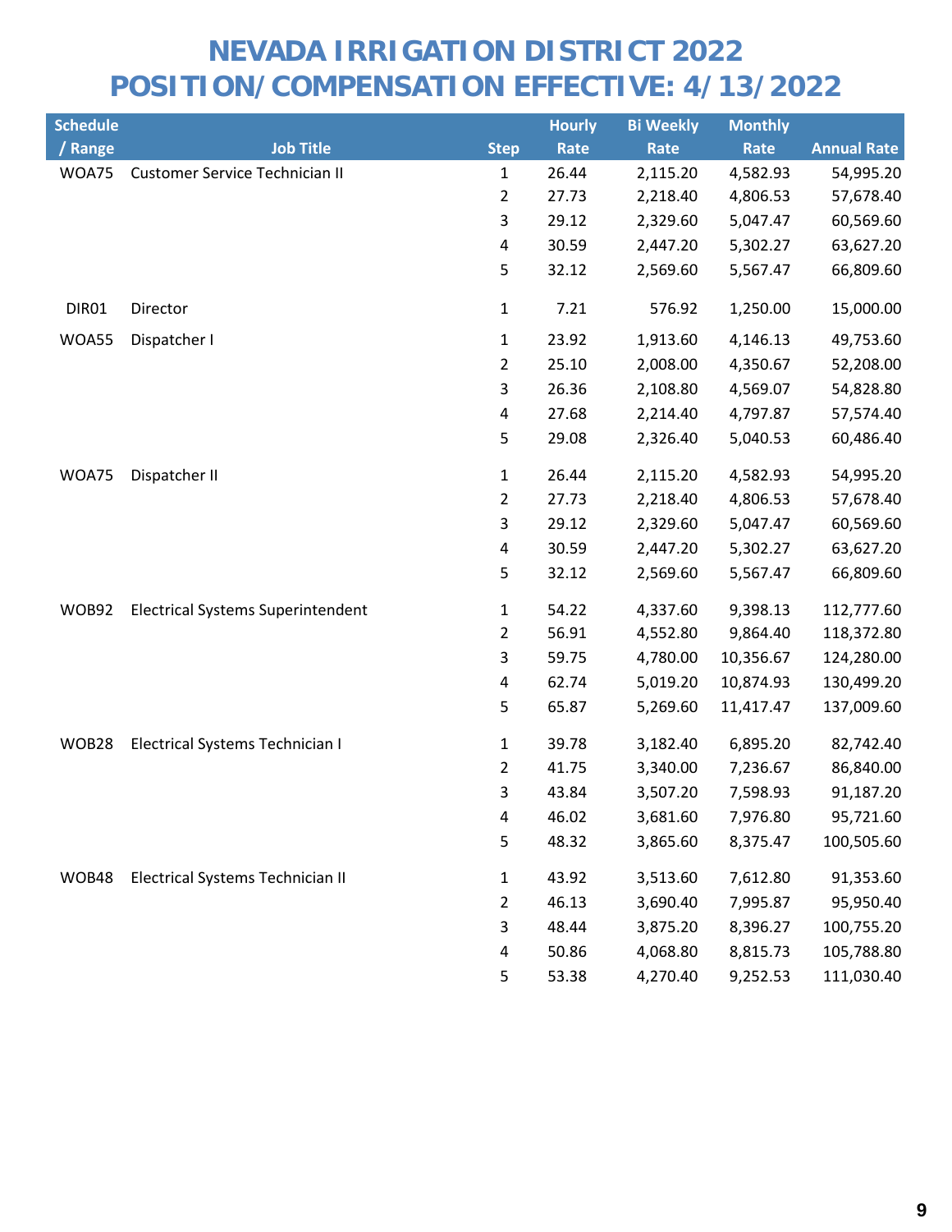# NEVADA IRRIGATION DISTRICT 2022
# POSITION/COMPENSATION EFFECTIVE: 4/13/2022

| Schedule / Range | Job Title | Step | Hourly Rate | Bi Weekly Rate | Monthly Rate | Annual Rate |
|---|---|---|---|---|---|---|
| WOA75 | Customer Service Technician II | 1 | 26.44 | 2,115.20 | 4,582.93 | 54,995.20 |
| | | 2 | 27.73 | 2,218.40 | 4,806.53 | 57,678.40 |
| | | 3 | 29.12 | 2,329.60 | 5,047.47 | 60,569.60 |
| | | 4 | 30.59 | 2,447.20 | 5,302.27 | 63,627.20 |
| | | 5 | 32.12 | 2,569.60 | 5,567.47 | 66,809.60 |
| DIR01 | Director | 1 | 7.21 | 576.92 | 1,250.00 | 15,000.00 |
| WOA55 | Dispatcher I | 1 | 23.92 | 1,913.60 | 4,146.13 | 49,753.60 |
| | | 2 | 25.10 | 2,008.00 | 4,350.67 | 52,208.00 |
| | | 3 | 26.36 | 2,108.80 | 4,569.07 | 54,828.80 |
| | | 4 | 27.68 | 2,214.40 | 4,797.87 | 57,574.40 |
| | | 5 | 29.08 | 2,326.40 | 5,040.53 | 60,486.40 |
| WOA75 | Dispatcher II | 1 | 26.44 | 2,115.20 | 4,582.93 | 54,995.20 |
| | | 2 | 27.73 | 2,218.40 | 4,806.53 | 57,678.40 |
| | | 3 | 29.12 | 2,329.60 | 5,047.47 | 60,569.60 |
| | | 4 | 30.59 | 2,447.20 | 5,302.27 | 63,627.20 |
| | | 5 | 32.12 | 2,569.60 | 5,567.47 | 66,809.60 |
| WOB92 | Electrical Systems Superintendent | 1 | 54.22 | 4,337.60 | 9,398.13 | 112,777.60 |
| | | 2 | 56.91 | 4,552.80 | 9,864.40 | 118,372.80 |
| | | 3 | 59.75 | 4,780.00 | 10,356.67 | 124,280.00 |
| | | 4 | 62.74 | 5,019.20 | 10,874.93 | 130,499.20 |
| | | 5 | 65.87 | 5,269.60 | 11,417.47 | 137,009.60 |
| WOB28 | Electrical Systems Technician I | 1 | 39.78 | 3,182.40 | 6,895.20 | 82,742.40 |
| | | 2 | 41.75 | 3,340.00 | 7,236.67 | 86,840.00 |
| | | 3 | 43.84 | 3,507.20 | 7,598.93 | 91,187.20 |
| | | 4 | 46.02 | 3,681.60 | 7,976.80 | 95,721.60 |
| | | 5 | 48.32 | 3,865.60 | 8,375.47 | 100,505.60 |
| WOB48 | Electrical Systems Technician II | 1 | 43.92 | 3,513.60 | 7,612.80 | 91,353.60 |
| | | 2 | 46.13 | 3,690.40 | 7,995.87 | 95,950.40 |
| | | 3 | 48.44 | 3,875.20 | 8,396.27 | 100,755.20 |
| | | 4 | 50.86 | 4,068.80 | 8,815.73 | 105,788.80 |
| | | 5 | 53.38 | 4,270.40 | 9,252.53 | 111,030.40 |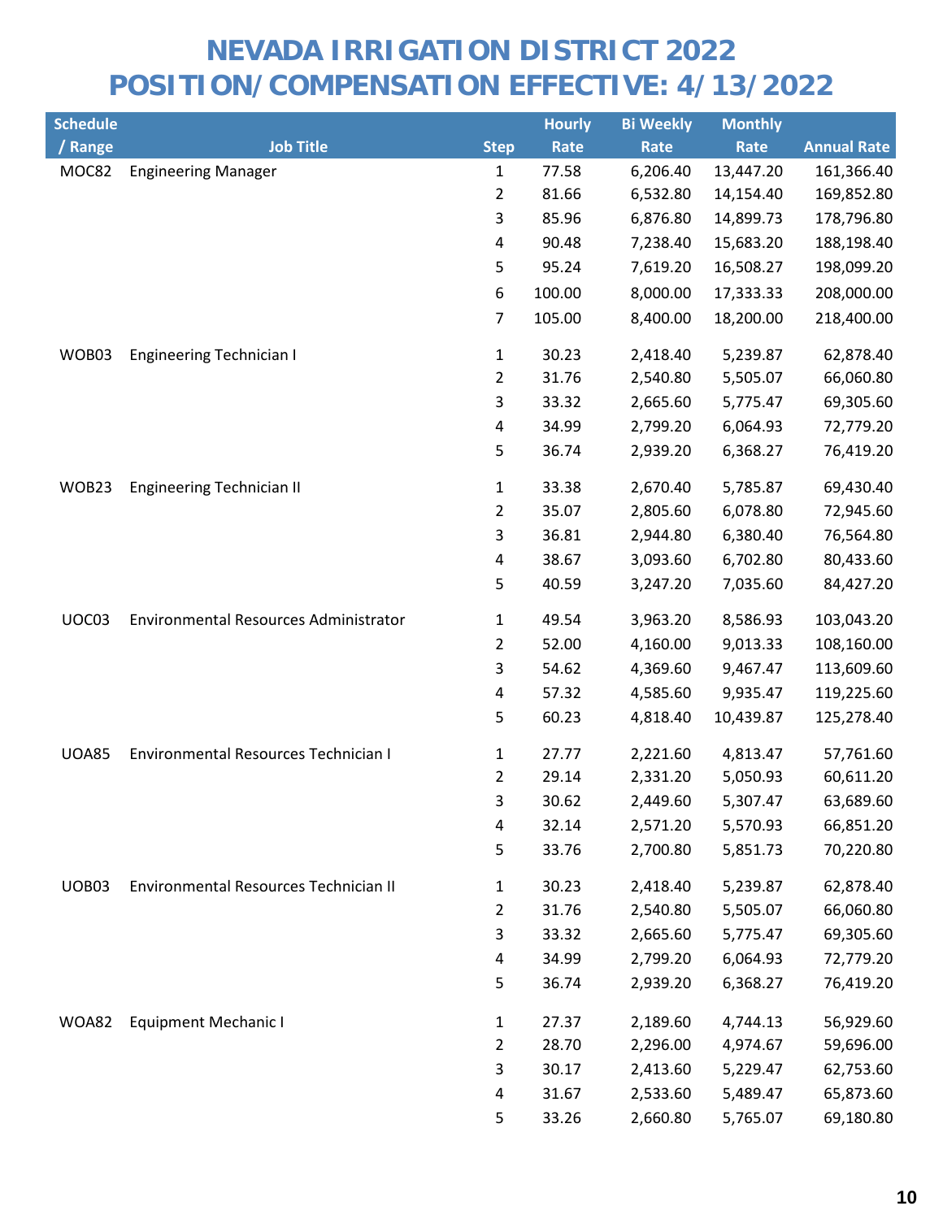# NEVADA IRRIGATION DISTRICT 2022
# POSITION/COMPENSATION EFFECTIVE: 4/13/2022

| Schedule / Range | Job Title | Step | Hourly Rate | Bi Weekly Rate | Monthly Rate | Annual Rate |
|---|---|---|---|---|---|---|
| MOC82 | Engineering Manager | 1 | 77.58 | 6,206.40 | 13,447.20 | 161,366.40 |
| | | 2 | 81.66 | 6,532.80 | 14,154.40 | 169,852.80 |
| | | 3 | 85.96 | 6,876.80 | 14,899.73 | 178,796.80 |
| | | 4 | 90.48 | 7,238.40 | 15,683.20 | 188,198.40 |
| | | 5 | 95.24 | 7,619.20 | 16,508.27 | 198,099.20 |
| | | 6 | 100.00 | 8,000.00 | 17,333.33 | 208,000.00 |
| | | 7 | 105.00 | 8,400.00 | 18,200.00 | 218,400.00 |
| WOB03 | Engineering Technician I | 1 | 30.23 | 2,418.40 | 5,239.87 | 62,878.40 |
| | | 2 | 31.76 | 2,540.80 | 5,505.07 | 66,060.80 |
| | | 3 | 33.32 | 2,665.60 | 5,775.47 | 69,305.60 |
| | | 4 | 34.99 | 2,799.20 | 6,064.93 | 72,779.20 |
| | | 5 | 36.74 | 2,939.20 | 6,368.27 | 76,419.20 |
| WOB23 | Engineering Technician II | 1 | 33.38 | 2,670.40 | 5,785.87 | 69,430.40 |
| | | 2 | 35.07 | 2,805.60 | 6,078.80 | 72,945.60 |
| | | 3 | 36.81 | 2,944.80 | 6,380.40 | 76,564.80 |
| | | 4 | 38.67 | 3,093.60 | 6,702.80 | 80,433.60 |
| | | 5 | 40.59 | 3,247.20 | 7,035.60 | 84,427.20 |
| UOC03 | Environmental Resources Administrator | 1 | 49.54 | 3,963.20 | 8,586.93 | 103,043.20 |
| | | 2 | 52.00 | 4,160.00 | 9,013.33 | 108,160.00 |
| | | 3 | 54.62 | 4,369.60 | 9,467.47 | 113,609.60 |
| | | 4 | 57.32 | 4,585.60 | 9,935.47 | 119,225.60 |
| | | 5 | 60.23 | 4,818.40 | 10,439.87 | 125,278.40 |
| UOA85 | Environmental Resources Technician I | 1 | 27.77 | 2,221.60 | 4,813.47 | 57,761.60 |
| | | 2 | 29.14 | 2,331.20 | 5,050.93 | 60,611.20 |
| | | 3 | 30.62 | 2,449.60 | 5,307.47 | 63,689.60 |
| | | 4 | 32.14 | 2,571.20 | 5,570.93 | 66,851.20 |
| | | 5 | 33.76 | 2,700.80 | 5,851.73 | 70,220.80 |
| UOB03 | Environmental Resources Technician II | 1 | 30.23 | 2,418.40 | 5,239.87 | 62,878.40 |
| | | 2 | 31.76 | 2,540.80 | 5,505.07 | 66,060.80 |
| | | 3 | 33.32 | 2,665.60 | 5,775.47 | 69,305.60 |
| | | 4 | 34.99 | 2,799.20 | 6,064.93 | 72,779.20 |
| | | 5 | 36.74 | 2,939.20 | 6,368.27 | 76,419.20 |
| WOA82 | Equipment Mechanic I | 1 | 27.37 | 2,189.60 | 4,744.13 | 56,929.60 |
| | | 2 | 28.70 | 2,296.00 | 4,974.67 | 59,696.00 |
| | | 3 | 30.17 | 2,413.60 | 5,229.47 | 62,753.60 |
| | | 4 | 31.67 | 2,533.60 | 5,489.47 | 65,873.60 |
| | | 5 | 33.26 | 2,660.80 | 5,765.07 | 69,180.80 |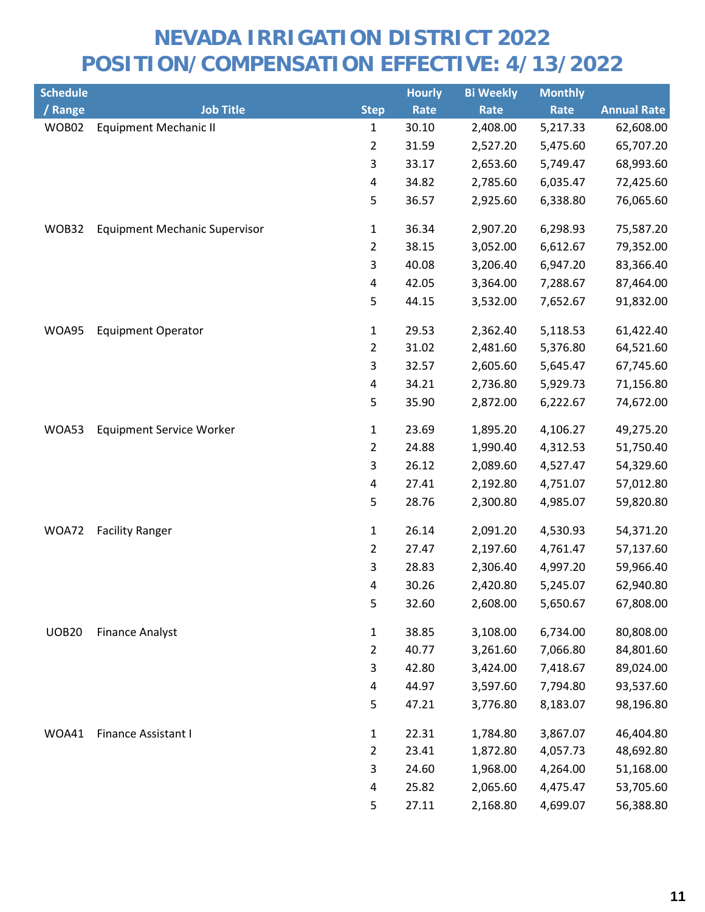# NEVADA IRRIGATION DISTRICT 2022
# POSITION/COMPENSATION EFFECTIVE: 4/13/2022

| Schedule / Range | Job Title | Step | Hourly Rate | Bi Weekly Rate | Monthly Rate | Annual Rate |
|---|---|---|---|---|---|---|
| WOB02 | Equipment Mechanic II | 1 | 30.10 | 2,408.00 | 5,217.33 | 62,608.00 |
| | | 2 | 31.59 | 2,527.20 | 5,475.60 | 65,707.20 |
| | | 3 | 33.17 | 2,653.60 | 5,749.47 | 68,993.60 |
| | | 4 | 34.82 | 2,785.60 | 6,035.47 | 72,425.60 |
| | | 5 | 36.57 | 2,925.60 | 6,338.80 | 76,065.60 |
| WOB32 | Equipment Mechanic Supervisor | 1 | 36.34 | 2,907.20 | 6,298.93 | 75,587.20 |
| | | 2 | 38.15 | 3,052.00 | 6,612.67 | 79,352.00 |
| | | 3 | 40.08 | 3,206.40 | 6,947.20 | 83,366.40 |
| | | 4 | 42.05 | 3,364.00 | 7,288.67 | 87,464.00 |
| | | 5 | 44.15 | 3,532.00 | 7,652.67 | 91,832.00 |
| WOA95 | Equipment Operator | 1 | 29.53 | 2,362.40 | 5,118.53 | 61,422.40 |
| | | 2 | 31.02 | 2,481.60 | 5,376.80 | 64,521.60 |
| | | 3 | 32.57 | 2,605.60 | 5,645.47 | 67,745.60 |
| | | 4 | 34.21 | 2,736.80 | 5,929.73 | 71,156.80 |
| | | 5 | 35.90 | 2,872.00 | 6,222.67 | 74,672.00 |
| WOA53 | Equipment Service Worker | 1 | 23.69 | 1,895.20 | 4,106.27 | 49,275.20 |
| | | 2 | 24.88 | 1,990.40 | 4,312.53 | 51,750.40 |
| | | 3 | 26.12 | 2,089.60 | 4,527.47 | 54,329.60 |
| | | 4 | 27.41 | 2,192.80 | 4,751.07 | 57,012.80 |
| | | 5 | 28.76 | 2,300.80 | 4,985.07 | 59,820.80 |
| WOA72 | Facility Ranger | 1 | 26.14 | 2,091.20 | 4,530.93 | 54,371.20 |
| | | 2 | 27.47 | 2,197.60 | 4,761.47 | 57,137.60 |
| | | 3 | 28.83 | 2,306.40 | 4,997.20 | 59,966.40 |
| | | 4 | 30.26 | 2,420.80 | 5,245.07 | 62,940.80 |
| | | 5 | 32.60 | 2,608.00 | 5,650.67 | 67,808.00 |
| UOB20 | Finance Analyst | 1 | 38.85 | 3,108.00 | 6,734.00 | 80,808.00 |
| | | 2 | 40.77 | 3,261.60 | 7,066.80 | 84,801.60 |
| | | 3 | 42.80 | 3,424.00 | 7,418.67 | 89,024.00 |
| | | 4 | 44.97 | 3,597.60 | 7,794.80 | 93,537.60 |
| | | 5 | 47.21 | 3,776.80 | 8,183.07 | 98,196.80 |
| WOA41 | Finance Assistant I | 1 | 22.31 | 1,784.80 | 3,867.07 | 46,404.80 |
| | | 2 | 23.41 | 1,872.80 | 4,057.73 | 48,692.80 |
| | | 3 | 24.60 | 1,968.00 | 4,264.00 | 51,168.00 |
| | | 4 | 25.82 | 2,065.60 | 4,475.47 | 53,705.60 |
| | | 5 | 27.11 | 2,168.80 | 4,699.07 | 56,388.80 |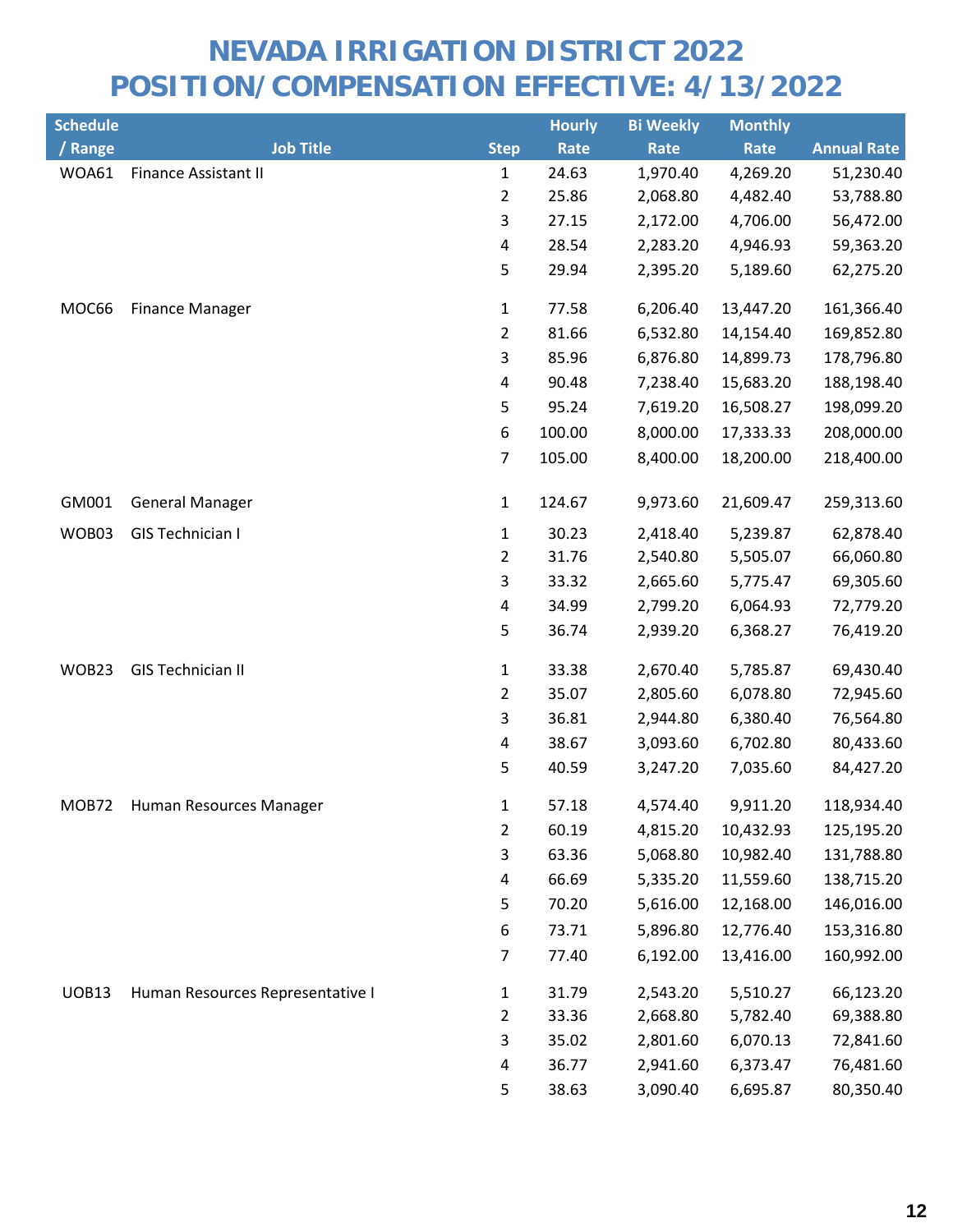# NEVADA IRRIGATION DISTRICT 2022
# POSITION/COMPENSATION EFFECTIVE: 4/13/2022

| Schedule / Range | Job Title | Step | Hourly Rate | Bi Weekly Rate | Monthly Rate | Annual Rate |
|---|---|---|---|---|---|---|
| WOA61 | Finance Assistant II | 1 | 24.63 | 1,970.40 | 4,269.20 | 51,230.40 |
| | | 2 | 25.86 | 2,068.80 | 4,482.40 | 53,788.80 |
| | | 3 | 27.15 | 2,172.00 | 4,706.00 | 56,472.00 |
| | | 4 | 28.54 | 2,283.20 | 4,946.93 | 59,363.20 |
| | | 5 | 29.94 | 2,395.20 | 5,189.60 | 62,275.20 |
| MOC66 | Finance Manager | 1 | 77.58 | 6,206.40 | 13,447.20 | 161,366.40 |
| | | 2 | 81.66 | 6,532.80 | 14,154.40 | 169,852.80 |
| | | 3 | 85.96 | 6,876.80 | 14,899.73 | 178,796.80 |
| | | 4 | 90.48 | 7,238.40 | 15,683.20 | 188,198.40 |
| | | 5 | 95.24 | 7,619.20 | 16,508.27 | 198,099.20 |
| | | 6 | 100.00 | 8,000.00 | 17,333.33 | 208,000.00 |
| | | 7 | 105.00 | 8,400.00 | 18,200.00 | 218,400.00 |
| GM001 | General Manager | 1 | 124.67 | 9,973.60 | 21,609.47 | 259,313.60 |
| WOB03 | GIS Technician I | 1 | 30.23 | 2,418.40 | 5,239.87 | 62,878.40 |
| | | 2 | 31.76 | 2,540.80 | 5,505.07 | 66,060.80 |
| | | 3 | 33.32 | 2,665.60 | 5,775.47 | 69,305.60 |
| | | 4 | 34.99 | 2,799.20 | 6,064.93 | 72,779.20 |
| | | 5 | 36.74 | 2,939.20 | 6,368.27 | 76,419.20 |
| WOB23 | GIS Technician II | 1 | 33.38 | 2,670.40 | 5,785.87 | 69,430.40 |
| | | 2 | 35.07 | 2,805.60 | 6,078.80 | 72,945.60 |
| | | 3 | 36.81 | 2,944.80 | 6,380.40 | 76,564.80 |
| | | 4 | 38.67 | 3,093.60 | 6,702.80 | 80,433.60 |
| | | 5 | 40.59 | 3,247.20 | 7,035.60 | 84,427.20 |
| MOB72 | Human Resources Manager | 1 | 57.18 | 4,574.40 | 9,911.20 | 118,934.40 |
| | | 2 | 60.19 | 4,815.20 | 10,432.93 | 125,195.20 |
| | | 3 | 63.36 | 5,068.80 | 10,982.40 | 131,788.80 |
| | | 4 | 66.69 | 5,335.20 | 11,559.60 | 138,715.20 |
| | | 5 | 70.20 | 5,616.00 | 12,168.00 | 146,016.00 |
| | | 6 | 73.71 | 5,896.80 | 12,776.40 | 153,316.80 |
| | | 7 | 77.40 | 6,192.00 | 13,416.00 | 160,992.00 |
| UOB13 | Human Resources Representative I | 1 | 31.79 | 2,543.20 | 5,510.27 | 66,123.20 |
| | | 2 | 33.36 | 2,668.80 | 5,782.40 | 69,388.80 |
| | | 3 | 35.02 | 2,801.60 | 6,070.13 | 72,841.60 |
| | | 4 | 36.77 | 2,941.60 | 6,373.47 | 76,481.60 |
| | | 5 | 38.63 | 3,090.40 | 6,695.87 | 80,350.40 |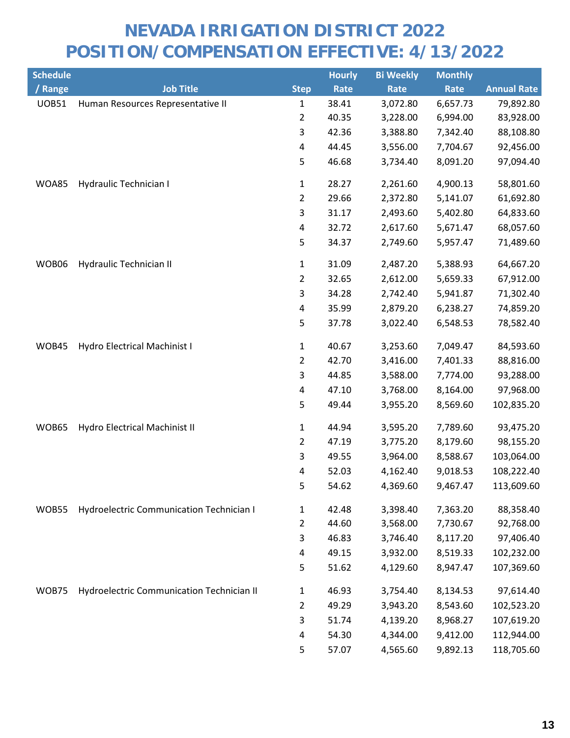# NEVADA IRRIGATION DISTRICT 2022
# POSITION/COMPENSATION EFFECTIVE: 4/13/2022

| Schedule / Range | Job Title | Step | Hourly Rate | Bi Weekly Rate | Monthly Rate | Annual Rate |
|---|---|---|---|---|---|---|
| UOB51 | Human Resources Representative II | 1 | 38.41 | 3,072.80 | 6,657.73 | 79,892.80 |
| | | 2 | 40.35 | 3,228.00 | 6,994.00 | 83,928.00 |
| | | 3 | 42.36 | 3,388.80 | 7,342.40 | 88,108.80 |
| | | 4 | 44.45 | 3,556.00 | 7,704.67 | 92,456.00 |
| | | 5 | 46.68 | 3,734.40 | 8,091.20 | 97,094.40 |
| WOA85 | Hydraulic Technician I | 1 | 28.27 | 2,261.60 | 4,900.13 | 58,801.60 |
| | | 2 | 29.66 | 2,372.80 | 5,141.07 | 61,692.80 |
| | | 3 | 31.17 | 2,493.60 | 5,402.80 | 64,833.60 |
| | | 4 | 32.72 | 2,617.60 | 5,671.47 | 68,057.60 |
| | | 5 | 34.37 | 2,749.60 | 5,957.47 | 71,489.60 |
| WOB06 | Hydraulic Technician II | 1 | 31.09 | 2,487.20 | 5,388.93 | 64,667.20 |
| | | 2 | 32.65 | 2,612.00 | 5,659.33 | 67,912.00 |
| | | 3 | 34.28 | 2,742.40 | 5,941.87 | 71,302.40 |
| | | 4 | 35.99 | 2,879.20 | 6,238.27 | 74,859.20 |
| | | 5 | 37.78 | 3,022.40 | 6,548.53 | 78,582.40 |
| WOB45 | Hydro Electrical Machinist I | 1 | 40.67 | 3,253.60 | 7,049.47 | 84,593.60 |
| | | 2 | 42.70 | 3,416.00 | 7,401.33 | 88,816.00 |
| | | 3 | 44.85 | 3,588.00 | 7,774.00 | 93,288.00 |
| | | 4 | 47.10 | 3,768.00 | 8,164.00 | 97,968.00 |
| | | 5 | 49.44 | 3,955.20 | 8,569.60 | 102,835.20 |
| WOB65 | Hydro Electrical Machinist II | 1 | 44.94 | 3,595.20 | 7,789.60 | 93,475.20 |
| | | 2 | 47.19 | 3,775.20 | 8,179.60 | 98,155.20 |
| | | 3 | 49.55 | 3,964.00 | 8,588.67 | 103,064.00 |
| | | 4 | 52.03 | 4,162.40 | 9,018.53 | 108,222.40 |
| | | 5 | 54.62 | 4,369.60 | 9,467.47 | 113,609.60 |
| WOB55 | Hydroelectric Communication Technician I | 1 | 42.48 | 3,398.40 | 7,363.20 | 88,358.40 |
| | | 2 | 44.60 | 3,568.00 | 7,730.67 | 92,768.00 |
| | | 3 | 46.83 | 3,746.40 | 8,117.20 | 97,406.40 |
| | | 4 | 49.15 | 3,932.00 | 8,519.33 | 102,232.00 |
| | | 5 | 51.62 | 4,129.60 | 8,947.47 | 107,369.60 |
| WOB75 | Hydroelectric Communication Technician II | 1 | 46.93 | 3,754.40 | 8,134.53 | 97,614.40 |
| | | 2 | 49.29 | 3,943.20 | 8,543.60 | 102,523.20 |
| | | 3 | 51.74 | 4,139.20 | 8,968.27 | 107,619.20 |
| | | 4 | 54.30 | 4,344.00 | 9,412.00 | 112,944.00 |
| | | 5 | 57.07 | 4,565.60 | 9,892.13 | 118,705.60 |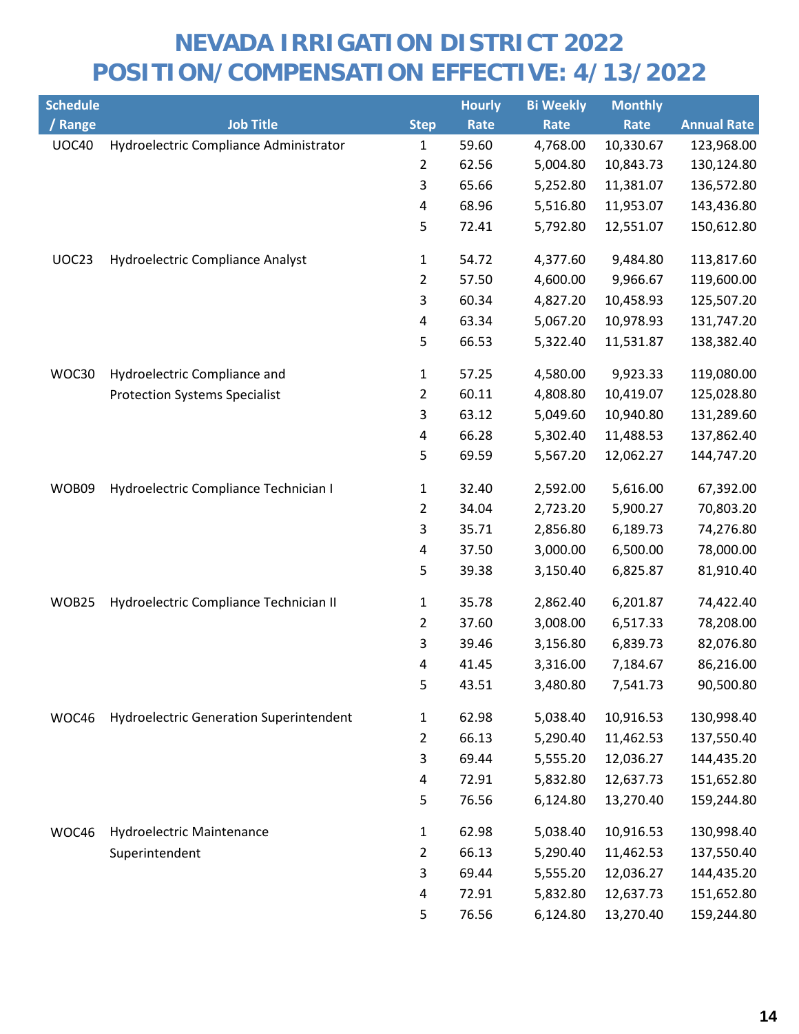# NEVADA IRRIGATION DISTRICT 2022
# POSITION/COMPENSATION EFFECTIVE: 4/13/2022

| Schedule / Range | Job Title | Step | Hourly Rate | Bi Weekly Rate | Monthly Rate | Annual Rate |
|---|---|---|---|---|---|---|
| UOC40 | Hydroelectric Compliance Administrator | 1 | 59.60 | 4,768.00 | 10,330.67 | 123,968.00 |
| | | 2 | 62.56 | 5,004.80 | 10,843.73 | 130,124.80 |
| | | 3 | 65.66 | 5,252.80 | 11,381.07 | 136,572.80 |
| | | 4 | 68.96 | 5,516.80 | 11,953.07 | 143,436.80 |
| | | 5 | 72.41 | 5,792.80 | 12,551.07 | 150,612.80 |
| UOC23 | Hydroelectric Compliance Analyst | 1 | 54.72 | 4,377.60 | 9,484.80 | 113,817.60 |
| | | 2 | 57.50 | 4,600.00 | 9,966.67 | 119,600.00 |
| | | 3 | 60.34 | 4,827.20 | 10,458.93 | 125,507.20 |
| | | 4 | 63.34 | 5,067.20 | 10,978.93 | 131,747.20 |
| | | 5 | 66.53 | 5,322.40 | 11,531.87 | 138,382.40 |
| WOC30 | Hydroelectric Compliance and Protection Systems Specialist | 1 | 57.25 | 4,580.00 | 9,923.33 | 119,080.00 |
| | | 2 | 60.11 | 4,808.80 | 10,419.07 | 125,028.80 |
| | | 3 | 63.12 | 5,049.60 | 10,940.80 | 131,289.60 |
| | | 4 | 66.28 | 5,302.40 | 11,488.53 | 137,862.40 |
| | | 5 | 69.59 | 5,567.20 | 12,062.27 | 144,747.20 |
| WOB09 | Hydroelectric Compliance Technician I | 1 | 32.40 | 2,592.00 | 5,616.00 | 67,392.00 |
| | | 2 | 34.04 | 2,723.20 | 5,900.27 | 70,803.20 |
| | | 3 | 35.71 | 2,856.80 | 6,189.73 | 74,276.80 |
| | | 4 | 37.50 | 3,000.00 | 6,500.00 | 78,000.00 |
| | | 5 | 39.38 | 3,150.40 | 6,825.87 | 81,910.40 |
| WOB25 | Hydroelectric Compliance Technician II | 1 | 35.78 | 2,862.40 | 6,201.87 | 74,422.40 |
| | | 2 | 37.60 | 3,008.00 | 6,517.33 | 78,208.00 |
| | | 3 | 39.46 | 3,156.80 | 6,839.73 | 82,076.80 |
| | | 4 | 41.45 | 3,316.00 | 7,184.67 | 86,216.00 |
| | | 5 | 43.51 | 3,480.80 | 7,541.73 | 90,500.80 |
| WOC46 | Hydroelectric Generation Superintendent | 1 | 62.98 | 5,038.40 | 10,916.53 | 130,998.40 |
| | | 2 | 66.13 | 5,290.40 | 11,462.53 | 137,550.40 |
| | | 3 | 69.44 | 5,555.20 | 12,036.27 | 144,435.20 |
| | | 4 | 72.91 | 5,832.80 | 12,637.73 | 151,652.80 |
| | | 5 | 76.56 | 6,124.80 | 13,270.40 | 159,244.80 |
| WOC46 | Hydroelectric Maintenance Superintendent | 1 | 62.98 | 5,038.40 | 10,916.53 | 130,998.40 |
| | | 2 | 66.13 | 5,290.40 | 11,462.53 | 137,550.40 |
| | | 3 | 69.44 | 5,555.20 | 12,036.27 | 144,435.20 |
| | | 4 | 72.91 | 5,832.80 | 12,637.73 | 151,652.80 |
| | | 5 | 76.56 | 6,124.80 | 13,270.40 | 159,244.80 |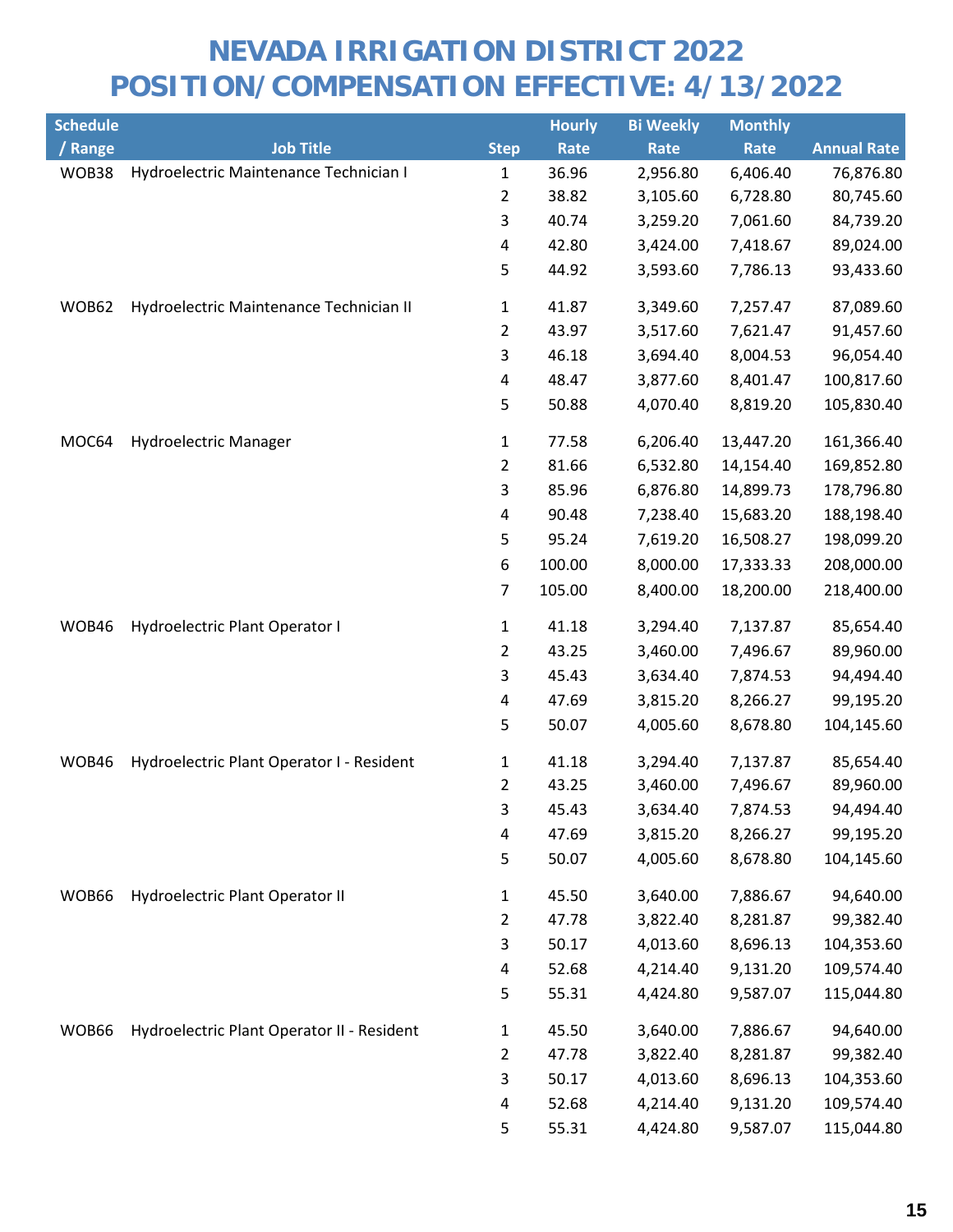# NEVADA IRRIGATION DISTRICT 2022
# POSITION/COMPENSATION EFFECTIVE: 4/13/2022

| Schedule / Range | Job Title | Step | Hourly Rate | Bi Weekly Rate | Monthly Rate | Annual Rate |
|---|---|---|---|---|---|---|
| WOB38 | Hydroelectric Maintenance Technician I | 1 | 36.96 | 2,956.80 | 6,406.40 | 76,876.80 |
| | | 2 | 38.82 | 3,105.60 | 6,728.80 | 80,745.60 |
| | | 3 | 40.74 | 3,259.20 | 7,061.60 | 84,739.20 |
| | | 4 | 42.80 | 3,424.00 | 7,418.67 | 89,024.00 |
| | | 5 | 44.92 | 3,593.60 | 7,786.13 | 93,433.60 |
| WOB62 | Hydroelectric Maintenance Technician II | 1 | 41.87 | 3,349.60 | 7,257.47 | 87,089.60 |
| | | 2 | 43.97 | 3,517.60 | 7,621.47 | 91,457.60 |
| | | 3 | 46.18 | 3,694.40 | 8,004.53 | 96,054.40 |
| | | 4 | 48.47 | 3,877.60 | 8,401.47 | 100,817.60 |
| | | 5 | 50.88 | 4,070.40 | 8,819.20 | 105,830.40 |
| MOC64 | Hydroelectric Manager | 1 | 77.58 | 6,206.40 | 13,447.20 | 161,366.40 |
| | | 2 | 81.66 | 6,532.80 | 14,154.40 | 169,852.80 |
| | | 3 | 85.96 | 6,876.80 | 14,899.73 | 178,796.80 |
| | | 4 | 90.48 | 7,238.40 | 15,683.20 | 188,198.40 |
| | | 5 | 95.24 | 7,619.20 | 16,508.27 | 198,099.20 |
| | | 6 | 100.00 | 8,000.00 | 17,333.33 | 208,000.00 |
| | | 7 | 105.00 | 8,400.00 | 18,200.00 | 218,400.00 |
| WOB46 | Hydroelectric Plant Operator I | 1 | 41.18 | 3,294.40 | 7,137.87 | 85,654.40 |
| | | 2 | 43.25 | 3,460.00 | 7,496.67 | 89,960.00 |
| | | 3 | 45.43 | 3,634.40 | 7,874.53 | 94,494.40 |
| | | 4 | 47.69 | 3,815.20 | 8,266.27 | 99,195.20 |
| | | 5 | 50.07 | 4,005.60 | 8,678.80 | 104,145.60 |
| WOB46 | Hydroelectric Plant Operator I - Resident | 1 | 41.18 | 3,294.40 | 7,137.87 | 85,654.40 |
| | | 2 | 43.25 | 3,460.00 | 7,496.67 | 89,960.00 |
| | | 3 | 45.43 | 3,634.40 | 7,874.53 | 94,494.40 |
| | | 4 | 47.69 | 3,815.20 | 8,266.27 | 99,195.20 |
| | | 5 | 50.07 | 4,005.60 | 8,678.80 | 104,145.60 |
| WOB66 | Hydroelectric Plant Operator II | 1 | 45.50 | 3,640.00 | 7,886.67 | 94,640.00 |
| | | 2 | 47.78 | 3,822.40 | 8,281.87 | 99,382.40 |
| | | 3 | 50.17 | 4,013.60 | 8,696.13 | 104,353.60 |
| | | 4 | 52.68 | 4,214.40 | 9,131.20 | 109,574.40 |
| | | 5 | 55.31 | 4,424.80 | 9,587.07 | 115,044.80 |
| WOB66 | Hydroelectric Plant Operator II - Resident | 1 | 45.50 | 3,640.00 | 7,886.67 | 94,640.00 |
| | | 2 | 47.78 | 3,822.40 | 8,281.87 | 99,382.40 |
| | | 3 | 50.17 | 4,013.60 | 8,696.13 | 104,353.60 |
| | | 4 | 52.68 | 4,214.40 | 9,131.20 | 109,574.40 |
| | | 5 | 55.31 | 4,424.80 | 9,587.07 | 115,044.80 |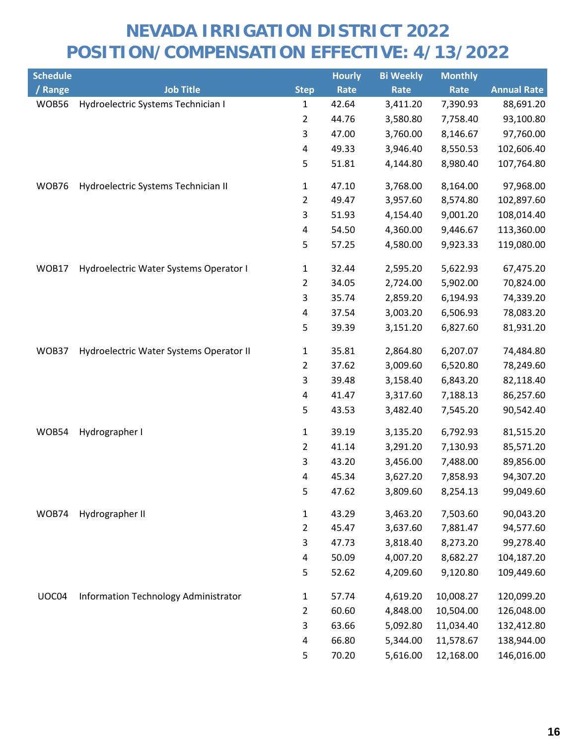# NEVADA IRRIGATION DISTRICT 2022
# POSITION/COMPENSATION EFFECTIVE: 4/13/2022

| Schedule / Range | Job Title | Step | Hourly Rate | Bi Weekly Rate | Monthly Rate | Annual Rate |
|---|---|---|---|---|---|---|
| WOB56 | Hydroelectric Systems Technician I | 1 | 42.64 | 3,411.20 | 7,390.93 | 88,691.20 |
| | | 2 | 44.76 | 3,580.80 | 7,758.40 | 93,100.80 |
| | | 3 | 47.00 | 3,760.00 | 8,146.67 | 97,760.00 |
| | | 4 | 49.33 | 3,946.40 | 8,550.53 | 102,606.40 |
| | | 5 | 51.81 | 4,144.80 | 8,980.40 | 107,764.80 |
| WOB76 | Hydroelectric Systems Technician II | 1 | 47.10 | 3,768.00 | 8,164.00 | 97,968.00 |
| | | 2 | 49.47 | 3,957.60 | 8,574.80 | 102,897.60 |
| | | 3 | 51.93 | 4,154.40 | 9,001.20 | 108,014.40 |
| | | 4 | 54.50 | 4,360.00 | 9,446.67 | 113,360.00 |
| | | 5 | 57.25 | 4,580.00 | 9,923.33 | 119,080.00 |
| WOB17 | Hydroelectric Water Systems Operator I | 1 | 32.44 | 2,595.20 | 5,622.93 | 67,475.20 |
| | | 2 | 34.05 | 2,724.00 | 5,902.00 | 70,824.00 |
| | | 3 | 35.74 | 2,859.20 | 6,194.93 | 74,339.20 |
| | | 4 | 37.54 | 3,003.20 | 6,506.93 | 78,083.20 |
| | | 5 | 39.39 | 3,151.20 | 6,827.60 | 81,931.20 |
| WOB37 | Hydroelectric Water Systems Operator II | 1 | 35.81 | 2,864.80 | 6,207.07 | 74,484.80 |
| | | 2 | 37.62 | 3,009.60 | 6,520.80 | 78,249.60 |
| | | 3 | 39.48 | 3,158.40 | 6,843.20 | 82,118.40 |
| | | 4 | 41.47 | 3,317.60 | 7,188.13 | 86,257.60 |
| | | 5 | 43.53 | 3,482.40 | 7,545.20 | 90,542.40 |
| WOB54 | Hydrographer I | 1 | 39.19 | 3,135.20 | 6,792.93 | 81,515.20 |
| | | 2 | 41.14 | 3,291.20 | 7,130.93 | 85,571.20 |
| | | 3 | 43.20 | 3,456.00 | 7,488.00 | 89,856.00 |
| | | 4 | 45.34 | 3,627.20 | 7,858.93 | 94,307.20 |
| | | 5 | 47.62 | 3,809.60 | 8,254.13 | 99,049.60 |
| WOB74 | Hydrographer II | 1 | 43.29 | 3,463.20 | 7,503.60 | 90,043.20 |
| | | 2 | 45.47 | 3,637.60 | 7,881.47 | 94,577.60 |
| | | 3 | 47.73 | 3,818.40 | 8,273.20 | 99,278.40 |
| | | 4 | 50.09 | 4,007.20 | 8,682.27 | 104,187.20 |
| | | 5 | 52.62 | 4,209.60 | 9,120.80 | 109,449.60 |
| UOC04 | Information Technology Administrator | 1 | 57.74 | 4,619.20 | 10,008.27 | 120,099.20 |
| | | 2 | 60.60 | 4,848.00 | 10,504.00 | 126,048.00 |
| | | 3 | 63.66 | 5,092.80 | 11,034.40 | 132,412.80 |
| | | 4 | 66.80 | 5,344.00 | 11,578.67 | 138,944.00 |
| | | 5 | 70.20 | 5,616.00 | 12,168.00 | 146,016.00 |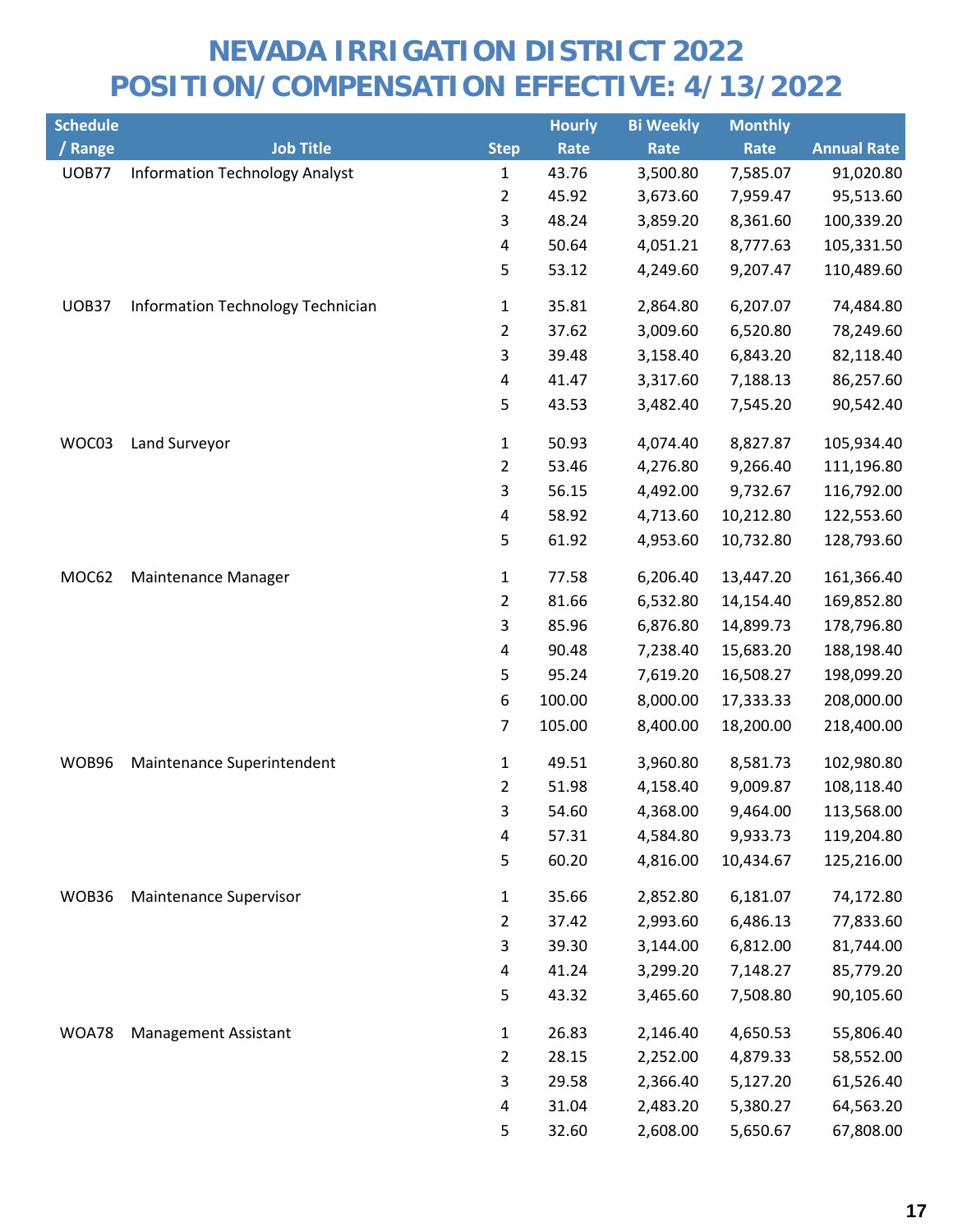# NEVADA IRRIGATION DISTRICT 2022
# POSITION/COMPENSATION EFFECTIVE: 4/13/2022

| Schedule / Range | Job Title | Step | Hourly Rate | Bi Weekly Rate | Monthly Rate | Annual Rate |
|---|---|---|---|---|---|---|
| UOB77 | Information Technology Analyst | 1 | 43.76 | 3,500.80 | 7,585.07 | 91,020.80 |
| | | 2 | 45.92 | 3,673.60 | 7,959.47 | 95,513.60 |
| | | 3 | 48.24 | 3,859.20 | 8,361.60 | 100,339.20 |
| | | 4 | 50.64 | 4,051.21 | 8,777.63 | 105,331.50 |
| | | 5 | 53.12 | 4,249.60 | 9,207.47 | 110,489.60 |
| UOB37 | Information Technology Technician | 1 | 35.81 | 2,864.80 | 6,207.07 | 74,484.80 |
| | | 2 | 37.62 | 3,009.60 | 6,520.80 | 78,249.60 |
| | | 3 | 39.48 | 3,158.40 | 6,843.20 | 82,118.40 |
| | | 4 | 41.47 | 3,317.60 | 7,188.13 | 86,257.60 |
| | | 5 | 43.53 | 3,482.40 | 7,545.20 | 90,542.40 |
| WOC03 | Land Surveyor | 1 | 50.93 | 4,074.40 | 8,827.87 | 105,934.40 |
| | | 2 | 53.46 | 4,276.80 | 9,266.40 | 111,196.80 |
| | | 3 | 56.15 | 4,492.00 | 9,732.67 | 116,792.00 |
| | | 4 | 58.92 | 4,713.60 | 10,212.80 | 122,553.60 |
| | | 5 | 61.92 | 4,953.60 | 10,732.80 | 128,793.60 |
| MOC62 | Maintenance Manager | 1 | 77.58 | 6,206.40 | 13,447.20 | 161,366.40 |
| | | 2 | 81.66 | 6,532.80 | 14,154.40 | 169,852.80 |
| | | 3 | 85.96 | 6,876.80 | 14,899.73 | 178,796.80 |
| | | 4 | 90.48 | 7,238.40 | 15,683.20 | 188,198.40 |
| | | 5 | 95.24 | 7,619.20 | 16,508.27 | 198,099.20 |
| | | 6 | 100.00 | 8,000.00 | 17,333.33 | 208,000.00 |
| | | 7 | 105.00 | 8,400.00 | 18,200.00 | 218,400.00 |
| WOB96 | Maintenance Superintendent | 1 | 49.51 | 3,960.80 | 8,581.73 | 102,980.80 |
| | | 2 | 51.98 | 4,158.40 | 9,009.87 | 108,118.40 |
| | | 3 | 54.60 | 4,368.00 | 9,464.00 | 113,568.00 |
| | | 4 | 57.31 | 4,584.80 | 9,933.73 | 119,204.80 |
| | | 5 | 60.20 | 4,816.00 | 10,434.67 | 125,216.00 |
| WOB36 | Maintenance Supervisor | 1 | 35.66 | 2,852.80 | 6,181.07 | 74,172.80 |
| | | 2 | 37.42 | 2,993.60 | 6,486.13 | 77,833.60 |
| | | 3 | 39.30 | 3,144.00 | 6,812.00 | 81,744.00 |
| | | 4 | 41.24 | 3,299.20 | 7,148.27 | 85,779.20 |
| | | 5 | 43.32 | 3,465.60 | 7,508.80 | 90,105.60 |
| WOA78 | Management Assistant | 1 | 26.83 | 2,146.40 | 4,650.53 | 55,806.40 |
| | | 2 | 28.15 | 2,252.00 | 4,879.33 | 58,552.00 |
| | | 3 | 29.58 | 2,366.40 | 5,127.20 | 61,526.40 |
| | | 4 | 31.04 | 2,483.20 | 5,380.27 | 64,563.20 |
| | | 5 | 32.60 | 2,608.00 | 5,650.67 | 67,808.00 |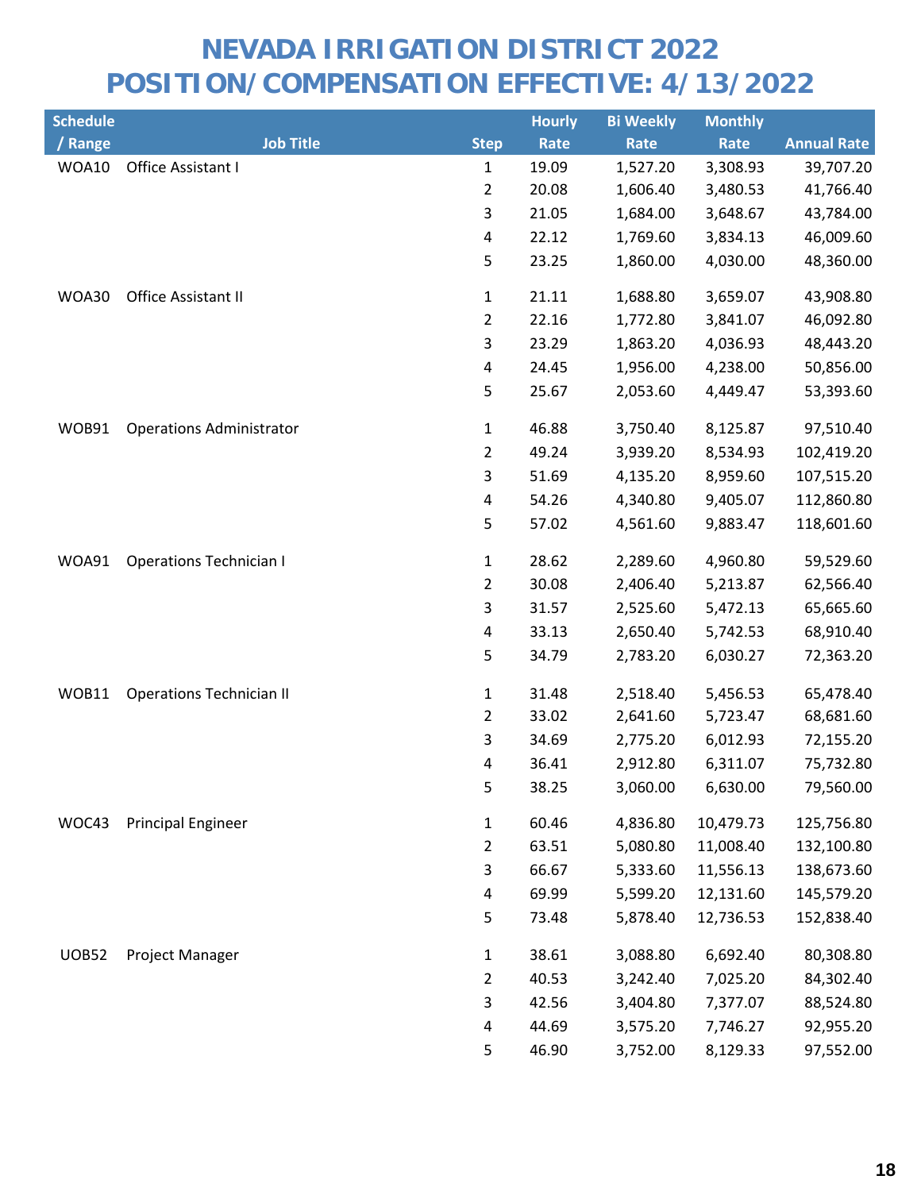# NEVADA IRRIGATION DISTRICT 2022
# POSITION/COMPENSATION EFFECTIVE: 4/13/2022

| Schedule / Range | Job Title | Step | Hourly Rate | Bi Weekly Rate | Monthly Rate | Annual Rate |
|---|---|---|---|---|---|---|
| WOA10 | Office Assistant I | 1 | 19.09 | 1,527.20 | 3,308.93 | 39,707.20 |
| | | 2 | 20.08 | 1,606.40 | 3,480.53 | 41,766.40 |
| | | 3 | 21.05 | 1,684.00 | 3,648.67 | 43,784.00 |
| | | 4 | 22.12 | 1,769.60 | 3,834.13 | 46,009.60 |
| | | 5 | 23.25 | 1,860.00 | 4,030.00 | 48,360.00 |
| WOA30 | Office Assistant II | 1 | 21.11 | 1,688.80 | 3,659.07 | 43,908.80 |
| | | 2 | 22.16 | 1,772.80 | 3,841.07 | 46,092.80 |
| | | 3 | 23.29 | 1,863.20 | 4,036.93 | 48,443.20 |
| | | 4 | 24.45 | 1,956.00 | 4,238.00 | 50,856.00 |
| | | 5 | 25.67 | 2,053.60 | 4,449.47 | 53,393.60 |
| WOB91 | Operations Administrator | 1 | 46.88 | 3,750.40 | 8,125.87 | 97,510.40 |
| | | 2 | 49.24 | 3,939.20 | 8,534.93 | 102,419.20 |
| | | 3 | 51.69 | 4,135.20 | 8,959.60 | 107,515.20 |
| | | 4 | 54.26 | 4,340.80 | 9,405.07 | 112,860.80 |
| | | 5 | 57.02 | 4,561.60 | 9,883.47 | 118,601.60 |
| WOA91 | Operations Technician I | 1 | 28.62 | 2,289.60 | 4,960.80 | 59,529.60 |
| | | 2 | 30.08 | 2,406.40 | 5,213.87 | 62,566.40 |
| | | 3 | 31.57 | 2,525.60 | 5,472.13 | 65,665.60 |
| | | 4 | 33.13 | 2,650.40 | 5,742.53 | 68,910.40 |
| | | 5 | 34.79 | 2,783.20 | 6,030.27 | 72,363.20 |
| WOB11 | Operations Technician II | 1 | 31.48 | 2,518.40 | 5,456.53 | 65,478.40 |
| | | 2 | 33.02 | 2,641.60 | 5,723.47 | 68,681.60 |
| | | 3 | 34.69 | 2,775.20 | 6,012.93 | 72,155.20 |
| | | 4 | 36.41 | 2,912.80 | 6,311.07 | 75,732.80 |
| | | 5 | 38.25 | 3,060.00 | 6,630.00 | 79,560.00 |
| WOC43 | Principal Engineer | 1 | 60.46 | 4,836.80 | 10,479.73 | 125,756.80 |
| | | 2 | 63.51 | 5,080.80 | 11,008.40 | 132,100.80 |
| | | 3 | 66.67 | 5,333.60 | 11,556.13 | 138,673.60 |
| | | 4 | 69.99 | 5,599.20 | 12,131.60 | 145,579.20 |
| | | 5 | 73.48 | 5,878.40 | 12,736.53 | 152,838.40 |
| UOB52 | Project Manager | 1 | 38.61 | 3,088.80 | 6,692.40 | 80,308.80 |
| | | 2 | 40.53 | 3,242.40 | 7,025.20 | 84,302.40 |
| | | 3 | 42.56 | 3,404.80 | 7,377.07 | 88,524.80 |
| | | 4 | 44.69 | 3,575.20 | 7,746.27 | 92,955.20 |
| | | 5 | 46.90 | 3,752.00 | 8,129.33 | 97,552.00 |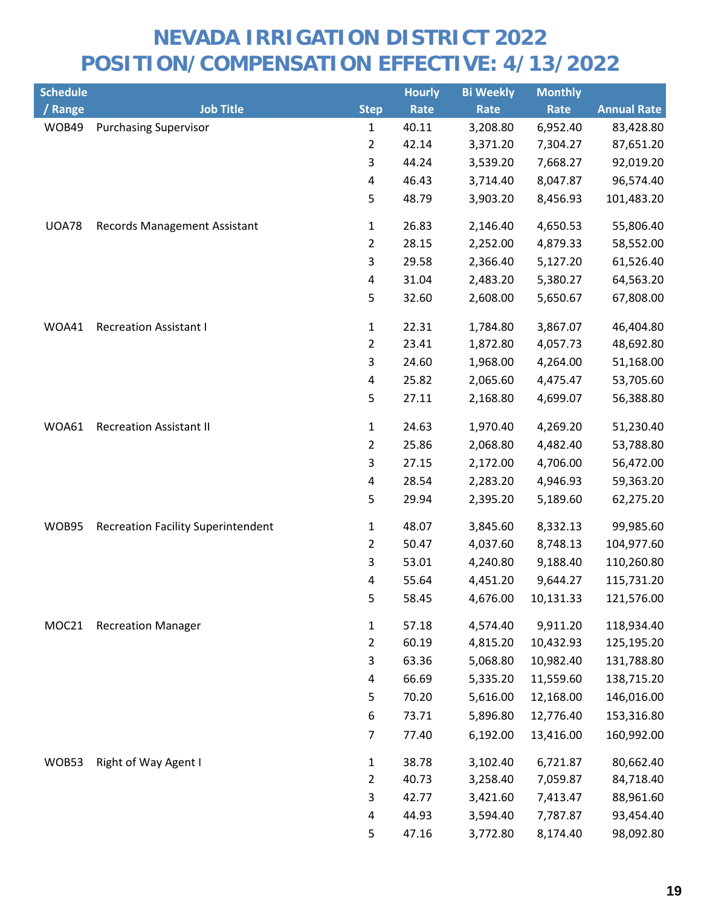# NEVADA IRRIGATION DISTRICT 2022
# POSITION/COMPENSATION EFFECTIVE: 4/13/2022

| Schedule / Range | Job Title | Step | Hourly Rate | Bi Weekly Rate | Monthly Rate | Annual Rate |
|---|---|---|---|---|---|---|
| WOB49 | Purchasing Supervisor | 1 | 40.11 | 3,208.80 | 6,952.40 | 83,428.80 |
| | | 2 | 42.14 | 3,371.20 | 7,304.27 | 87,651.20 |
| | | 3 | 44.24 | 3,539.20 | 7,668.27 | 92,019.20 |
| | | 4 | 46.43 | 3,714.40 | 8,047.87 | 96,574.40 |
| | | 5 | 48.79 | 3,903.20 | 8,456.93 | 101,483.20 |
| UOA78 | Records Management Assistant | 1 | 26.83 | 2,146.40 | 4,650.53 | 55,806.40 |
| | | 2 | 28.15 | 2,252.00 | 4,879.33 | 58,552.00 |
| | | 3 | 29.58 | 2,366.40 | 5,127.20 | 61,526.40 |
| | | 4 | 31.04 | 2,483.20 | 5,380.27 | 64,563.20 |
| | | 5 | 32.60 | 2,608.00 | 5,650.67 | 67,808.00 |
| WOA41 | Recreation Assistant I | 1 | 22.31 | 1,784.80 | 3,867.07 | 46,404.80 |
| | | 2 | 23.41 | 1,872.80 | 4,057.73 | 48,692.80 |
| | | 3 | 24.60 | 1,968.00 | 4,264.00 | 51,168.00 |
| | | 4 | 25.82 | 2,065.60 | 4,475.47 | 53,705.60 |
| | | 5 | 27.11 | 2,168.80 | 4,699.07 | 56,388.80 |
| WOA61 | Recreation Assistant II | 1 | 24.63 | 1,970.40 | 4,269.20 | 51,230.40 |
| | | 2 | 25.86 | 2,068.80 | 4,482.40 | 53,788.80 |
| | | 3 | 27.15 | 2,172.00 | 4,706.00 | 56,472.00 |
| | | 4 | 28.54 | 2,283.20 | 4,946.93 | 59,363.20 |
| | | 5 | 29.94 | 2,395.20 | 5,189.60 | 62,275.20 |
| WOB95 | Recreation Facility Superintendent | 1 | 48.07 | 3,845.60 | 8,332.13 | 99,985.60 |
| | | 2 | 50.47 | 4,037.60 | 8,748.13 | 104,977.60 |
| | | 3 | 53.01 | 4,240.80 | 9,188.40 | 110,260.80 |
| | | 4 | 55.64 | 4,451.20 | 9,644.27 | 115,731.20 |
| | | 5 | 58.45 | 4,676.00 | 10,131.33 | 121,576.00 |
| MOC21 | Recreation Manager | 1 | 57.18 | 4,574.40 | 9,911.20 | 118,934.40 |
| | | 2 | 60.19 | 4,815.20 | 10,432.93 | 125,195.20 |
| | | 3 | 63.36 | 5,068.80 | 10,982.40 | 131,788.80 |
| | | 4 | 66.69 | 5,335.20 | 11,559.60 | 138,715.20 |
| | | 5 | 70.20 | 5,616.00 | 12,168.00 | 146,016.00 |
| | | 6 | 73.71 | 5,896.80 | 12,776.40 | 153,316.80 |
| | | 7 | 77.40 | 6,192.00 | 13,416.00 | 160,992.00 |
| WOB53 | Right of Way Agent I | 1 | 38.78 | 3,102.40 | 6,721.87 | 80,662.40 |
| | | 2 | 40.73 | 3,258.40 | 7,059.87 | 84,718.40 |
| | | 3 | 42.77 | 3,421.60 | 7,413.47 | 88,961.60 |
| | | 4 | 44.93 | 3,594.40 | 7,787.87 | 93,454.40 |
| | | 5 | 47.16 | 3,772.80 | 8,174.40 | 98,092.80 |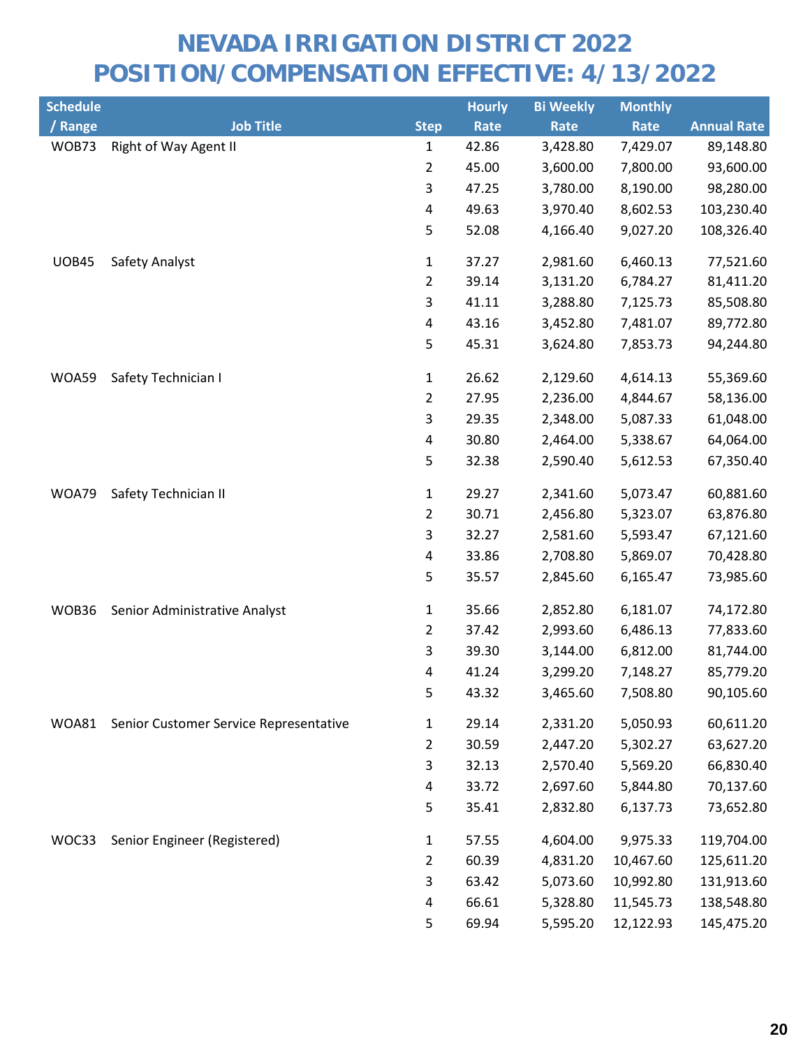# NEVADA IRRIGATION DISTRICT 2022
# POSITION/COMPENSATION EFFECTIVE: 4/13/2022

| Schedule / Range | Job Title | Step | Hourly Rate | Bi Weekly Rate | Monthly Rate | Annual Rate |
|---|---|---|---|---|---|---|
| WOB73 | Right of Way Agent II | 1 | 42.86 | 3,428.80 | 7,429.07 | 89,148.80 |
| | | 2 | 45.00 | 3,600.00 | 7,800.00 | 93,600.00 |
| | | 3 | 47.25 | 3,780.00 | 8,190.00 | 98,280.00 |
| | | 4 | 49.63 | 3,970.40 | 8,602.53 | 103,230.40 |
| | | 5 | 52.08 | 4,166.40 | 9,027.20 | 108,326.40 |
| UOB45 | Safety Analyst | 1 | 37.27 | 2,981.60 | 6,460.13 | 77,521.60 |
| | | 2 | 39.14 | 3,131.20 | 6,784.27 | 81,411.20 |
| | | 3 | 41.11 | 3,288.80 | 7,125.73 | 85,508.80 |
| | | 4 | 43.16 | 3,452.80 | 7,481.07 | 89,772.80 |
| | | 5 | 45.31 | 3,624.80 | 7,853.73 | 94,244.80 |
| WOA59 | Safety Technician I | 1 | 26.62 | 2,129.60 | 4,614.13 | 55,369.60 |
| | | 2 | 27.95 | 2,236.00 | 4,844.67 | 58,136.00 |
| | | 3 | 29.35 | 2,348.00 | 5,087.33 | 61,048.00 |
| | | 4 | 30.80 | 2,464.00 | 5,338.67 | 64,064.00 |
| | | 5 | 32.38 | 2,590.40 | 5,612.53 | 67,350.40 |
| WOA79 | Safety Technician II | 1 | 29.27 | 2,341.60 | 5,073.47 | 60,881.60 |
| | | 2 | 30.71 | 2,456.80 | 5,323.07 | 63,876.80 |
| | | 3 | 32.27 | 2,581.60 | 5,593.47 | 67,121.60 |
| | | 4 | 33.86 | 2,708.80 | 5,869.07 | 70,428.80 |
| | | 5 | 35.57 | 2,845.60 | 6,165.47 | 73,985.60 |
| WOB36 | Senior Administrative Analyst | 1 | 35.66 | 2,852.80 | 6,181.07 | 74,172.80 |
| | | 2 | 37.42 | 2,993.60 | 6,486.13 | 77,833.60 |
| | | 3 | 39.30 | 3,144.00 | 6,812.00 | 81,744.00 |
| | | 4 | 41.24 | 3,299.20 | 7,148.27 | 85,779.20 |
| | | 5 | 43.32 | 3,465.60 | 7,508.80 | 90,105.60 |
| WOA81 | Senior Customer Service Representative | 1 | 29.14 | 2,331.20 | 5,050.93 | 60,611.20 |
| | | 2 | 30.59 | 2,447.20 | 5,302.27 | 63,627.20 |
| | | 3 | 32.13 | 2,570.40 | 5,569.20 | 66,830.40 |
| | | 4 | 33.72 | 2,697.60 | 5,844.80 | 70,137.60 |
| | | 5 | 35.41 | 2,832.80 | 6,137.73 | 73,652.80 |
| WOC33 | Senior Engineer (Registered) | 1 | 57.55 | 4,604.00 | 9,975.33 | 119,704.00 |
| | | 2 | 60.39 | 4,831.20 | 10,467.60 | 125,611.20 |
| | | 3 | 63.42 | 5,073.60 | 10,992.80 | 131,913.60 |
| | | 4 | 66.61 | 5,328.80 | 11,545.73 | 138,548.80 |
| | | 5 | 69.94 | 5,595.20 | 12,122.93 | 145,475.20 |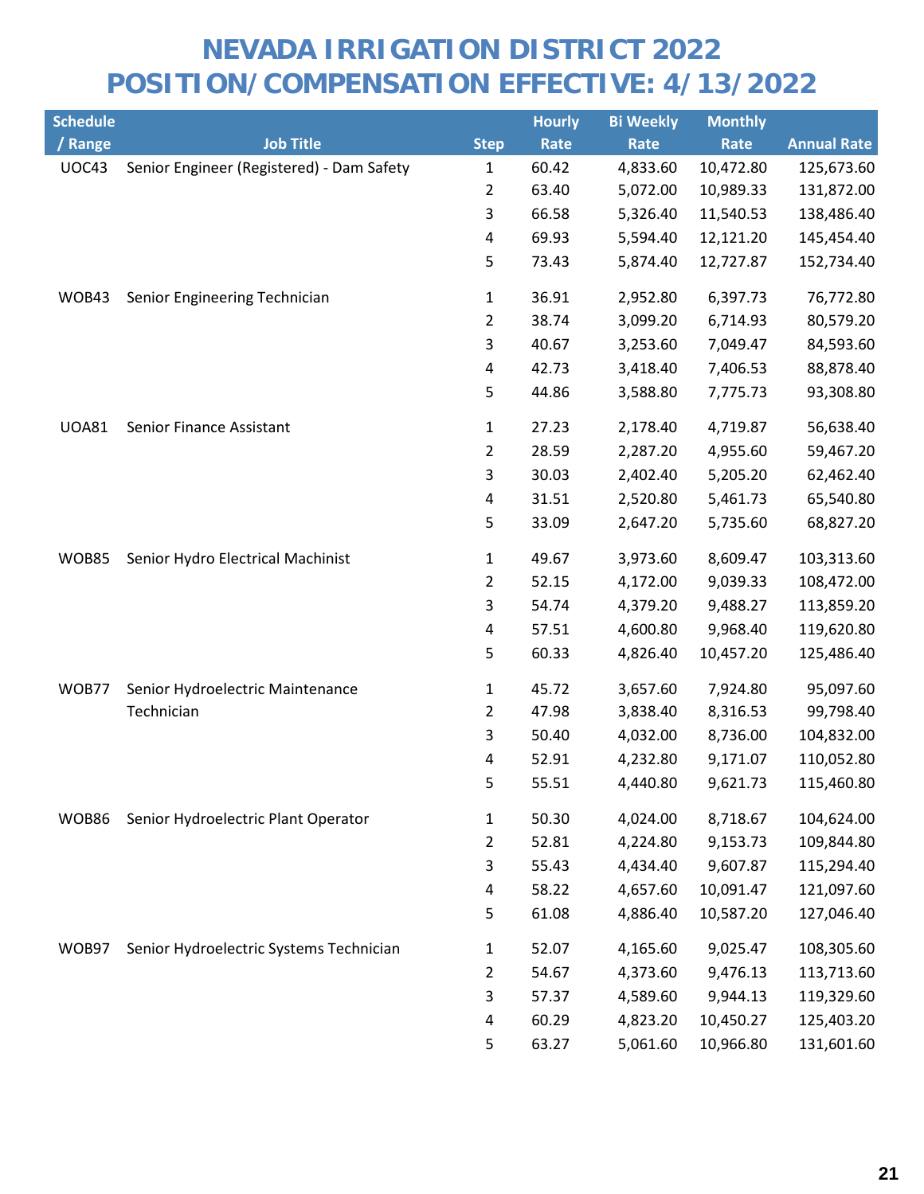# NEVADA IRRIGATION DISTRICT 2022
# POSITION/COMPENSATION EFFECTIVE: 4/13/2022

| Schedule / Range | Job Title | Step | Hourly Rate | Bi Weekly Rate | Monthly Rate | Annual Rate |
|---|---|---|---|---|---|---|
| UOC43 | Senior Engineer (Registered) - Dam Safety | 1 | 60.42 | 4,833.60 | 10,472.80 | 125,673.60 |
| | | 2 | 63.40 | 5,072.00 | 10,989.33 | 131,872.00 |
| | | 3 | 66.58 | 5,326.40 | 11,540.53 | 138,486.40 |
| | | 4 | 69.93 | 5,594.40 | 12,121.20 | 145,454.40 |
| | | 5 | 73.43 | 5,874.40 | 12,727.87 | 152,734.40 |
| WOB43 | Senior Engineering Technician | 1 | 36.91 | 2,952.80 | 6,397.73 | 76,772.80 |
| | | 2 | 38.74 | 3,099.20 | 6,714.93 | 80,579.20 |
| | | 3 | 40.67 | 3,253.60 | 7,049.47 | 84,593.60 |
| | | 4 | 42.73 | 3,418.40 | 7,406.53 | 88,878.40 |
| | | 5 | 44.86 | 3,588.80 | 7,775.73 | 93,308.80 |
| UOA81 | Senior Finance Assistant | 1 | 27.23 | 2,178.40 | 4,719.87 | 56,638.40 |
| | | 2 | 28.59 | 2,287.20 | 4,955.60 | 59,467.20 |
| | | 3 | 30.03 | 2,402.40 | 5,205.20 | 62,462.40 |
| | | 4 | 31.51 | 2,520.80 | 5,461.73 | 65,540.80 |
| | | 5 | 33.09 | 2,647.20 | 5,735.60 | 68,827.20 |
| WOB85 | Senior Hydro Electrical Machinist | 1 | 49.67 | 3,973.60 | 8,609.47 | 103,313.60 |
| | | 2 | 52.15 | 4,172.00 | 9,039.33 | 108,472.00 |
| | | 3 | 54.74 | 4,379.20 | 9,488.27 | 113,859.20 |
| | | 4 | 57.51 | 4,600.80 | 9,968.40 | 119,620.80 |
| | | 5 | 60.33 | 4,826.40 | 10,457.20 | 125,486.40 |
| WOB77 | Senior Hydroelectric Maintenance Technician | 1 | 45.72 | 3,657.60 | 7,924.80 | 95,097.60 |
| | | 2 | 47.98 | 3,838.40 | 8,316.53 | 99,798.40 |
| | | 3 | 50.40 | 4,032.00 | 8,736.00 | 104,832.00 |
| | | 4 | 52.91 | 4,232.80 | 9,171.07 | 110,052.80 |
| | | 5 | 55.51 | 4,440.80 | 9,621.73 | 115,460.80 |
| WOB86 | Senior Hydroelectric Plant Operator | 1 | 50.30 | 4,024.00 | 8,718.67 | 104,624.00 |
| | | 2 | 52.81 | 4,224.80 | 9,153.73 | 109,844.80 |
| | | 3 | 55.43 | 4,434.40 | 9,607.87 | 115,294.40 |
| | | 4 | 58.22 | 4,657.60 | 10,091.47 | 121,097.60 |
| | | 5 | 61.08 | 4,886.40 | 10,587.20 | 127,046.40 |
| WOB97 | Senior Hydroelectric Systems Technician | 1 | 52.07 | 4,165.60 | 9,025.47 | 108,305.60 |
| | | 2 | 54.67 | 4,373.60 | 9,476.13 | 113,713.60 |
| | | 3 | 57.37 | 4,589.60 | 9,944.13 | 119,329.60 |
| | | 4 | 60.29 | 4,823.20 | 10,450.27 | 125,403.20 |
| | | 5 | 63.27 | 5,061.60 | 10,966.80 | 131,601.60 |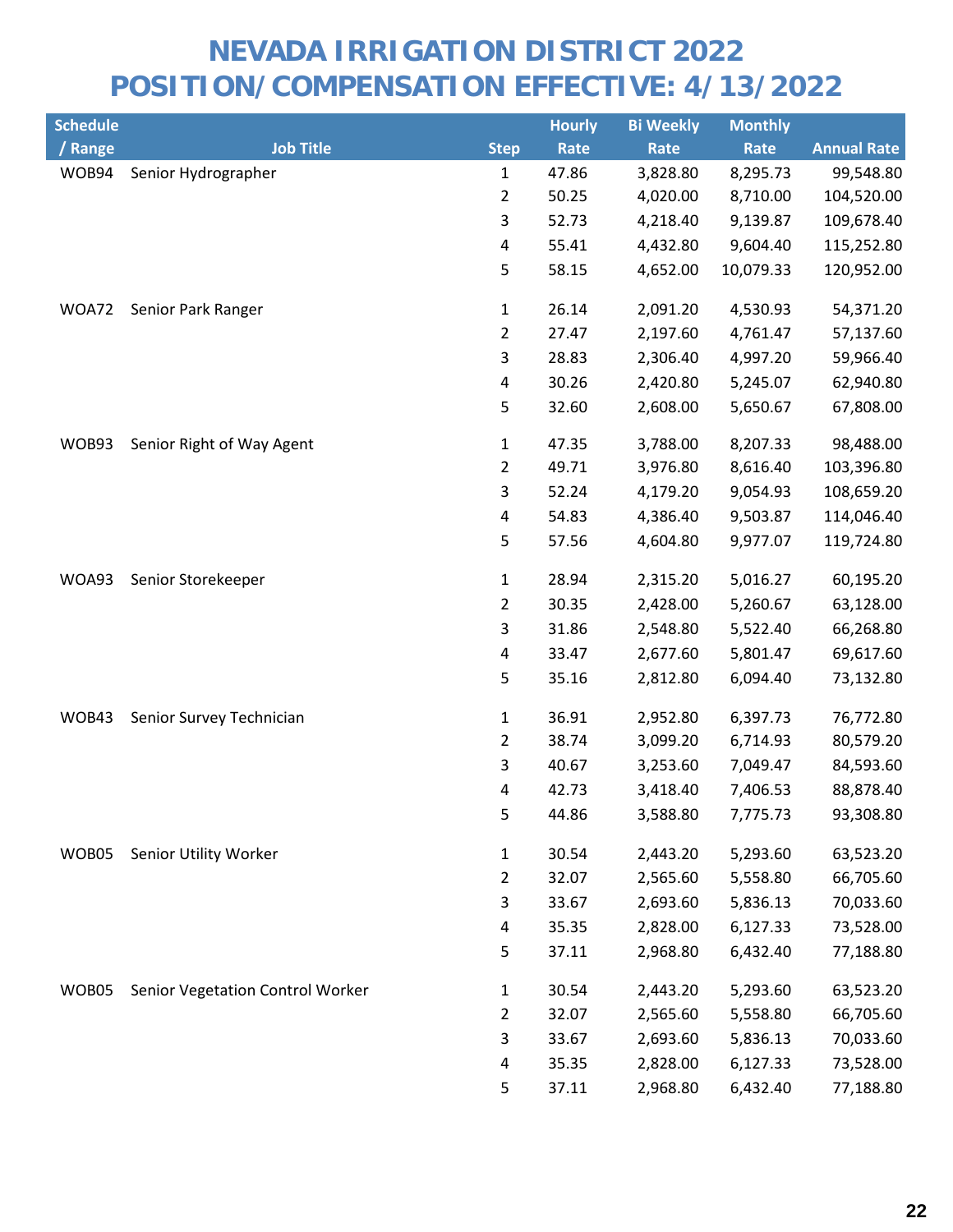# NEVADA IRRIGATION DISTRICT 2022
# POSITION/COMPENSATION EFFECTIVE: 4/13/2022

| Schedule / Range | Job Title | Step | Hourly Rate | Bi Weekly Rate | Monthly Rate | Annual Rate |
|---|---|---|---|---|---|---|
| WOB94 | Senior Hydrographer | 1 | 47.86 | 3,828.80 | 8,295.73 | 99,548.80 |
| | | 2 | 50.25 | 4,020.00 | 8,710.00 | 104,520.00 |
| | | 3 | 52.73 | 4,218.40 | 9,139.87 | 109,678.40 |
| | | 4 | 55.41 | 4,432.80 | 9,604.40 | 115,252.80 |
| | | 5 | 58.15 | 4,652.00 | 10,079.33 | 120,952.00 |
| WOA72 | Senior Park Ranger | 1 | 26.14 | 2,091.20 | 4,530.93 | 54,371.20 |
| | | 2 | 27.47 | 2,197.60 | 4,761.47 | 57,137.60 |
| | | 3 | 28.83 | 2,306.40 | 4,997.20 | 59,966.40 |
| | | 4 | 30.26 | 2,420.80 | 5,245.07 | 62,940.80 |
| | | 5 | 32.60 | 2,608.00 | 5,650.67 | 67,808.00 |
| WOB93 | Senior Right of Way Agent | 1 | 47.35 | 3,788.00 | 8,207.33 | 98,488.00 |
| | | 2 | 49.71 | 3,976.80 | 8,616.40 | 103,396.80 |
| | | 3 | 52.24 | 4,179.20 | 9,054.93 | 108,659.20 |
| | | 4 | 54.83 | 4,386.40 | 9,503.87 | 114,046.40 |
| | | 5 | 57.56 | 4,604.80 | 9,977.07 | 119,724.80 |
| WOA93 | Senior Storekeeper | 1 | 28.94 | 2,315.20 | 5,016.27 | 60,195.20 |
| | | 2 | 30.35 | 2,428.00 | 5,260.67 | 63,128.00 |
| | | 3 | 31.86 | 2,548.80 | 5,522.40 | 66,268.80 |
| | | 4 | 33.47 | 2,677.60 | 5,801.47 | 69,617.60 |
| | | 5 | 35.16 | 2,812.80 | 6,094.40 | 73,132.80 |
| WOB43 | Senior Survey Technician | 1 | 36.91 | 2,952.80 | 6,397.73 | 76,772.80 |
| | | 2 | 38.74 | 3,099.20 | 6,714.93 | 80,579.20 |
| | | 3 | 40.67 | 3,253.60 | 7,049.47 | 84,593.60 |
| | | 4 | 42.73 | 3,418.40 | 7,406.53 | 88,878.40 |
| | | 5 | 44.86 | 3,588.80 | 7,775.73 | 93,308.80 |
| WOB05 | Senior Utility Worker | 1 | 30.54 | 2,443.20 | 5,293.60 | 63,523.20 |
| | | 2 | 32.07 | 2,565.60 | 5,558.80 | 66,705.60 |
| | | 3 | 33.67 | 2,693.60 | 5,836.13 | 70,033.60 |
| | | 4 | 35.35 | 2,828.00 | 6,127.33 | 73,528.00 |
| | | 5 | 37.11 | 2,968.80 | 6,432.40 | 77,188.80 |
| WOB05 | Senior Vegetation Control Worker | 1 | 30.54 | 2,443.20 | 5,293.60 | 63,523.20 |
| | | 2 | 32.07 | 2,565.60 | 5,558.80 | 66,705.60 |
| | | 3 | 33.67 | 2,693.60 | 5,836.13 | 70,033.60 |
| | | 4 | 35.35 | 2,828.00 | 6,127.33 | 73,528.00 |
| | | 5 | 37.11 | 2,968.80 | 6,432.40 | 77,188.80 |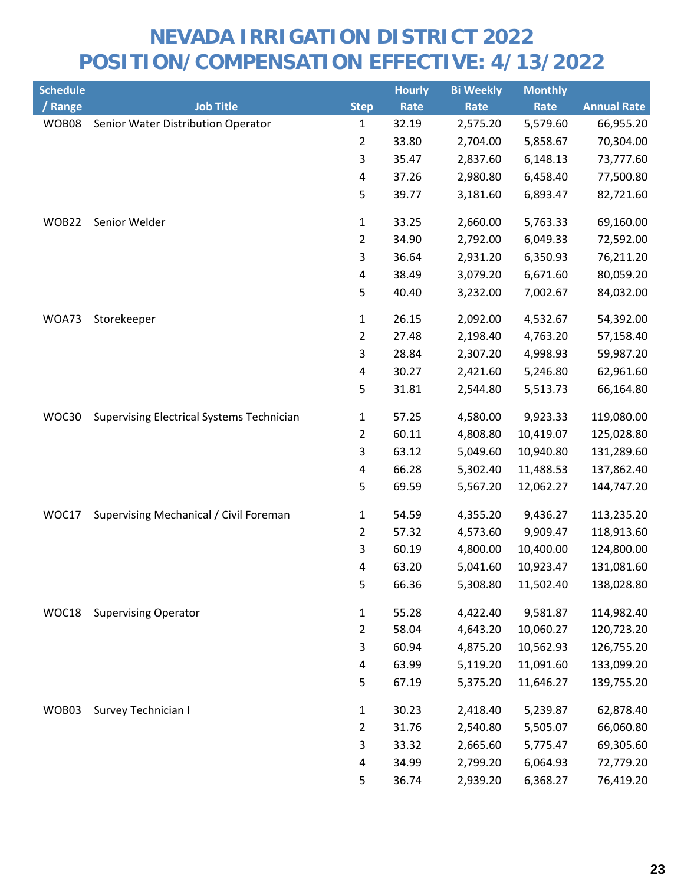# NEVADA IRRIGATION DISTRICT 2022
# POSITION/COMPENSATION EFFECTIVE: 4/13/2022

| Schedule / Range | Job Title | Step | Hourly Rate | Bi Weekly Rate | Monthly Rate | Annual Rate |
|---|---|---|---|---|---|---|
| WOB08 | Senior Water Distribution Operator | 1 | 32.19 | 2,575.20 | 5,579.60 | 66,955.20 |
| | | 2 | 33.80 | 2,704.00 | 5,858.67 | 70,304.00 |
| | | 3 | 35.47 | 2,837.60 | 6,148.13 | 73,777.60 |
| | | 4 | 37.26 | 2,980.80 | 6,458.40 | 77,500.80 |
| | | 5 | 39.77 | 3,181.60 | 6,893.47 | 82,721.60 |
| WOB22 | Senior Welder | 1 | 33.25 | 2,660.00 | 5,763.33 | 69,160.00 |
| | | 2 | 34.90 | 2,792.00 | 6,049.33 | 72,592.00 |
| | | 3 | 36.64 | 2,931.20 | 6,350.93 | 76,211.20 |
| | | 4 | 38.49 | 3,079.20 | 6,671.60 | 80,059.20 |
| | | 5 | 40.40 | 3,232.00 | 7,002.67 | 84,032.00 |
| WOA73 | Storekeeper | 1 | 26.15 | 2,092.00 | 4,532.67 | 54,392.00 |
| | | 2 | 27.48 | 2,198.40 | 4,763.20 | 57,158.40 |
| | | 3 | 28.84 | 2,307.20 | 4,998.93 | 59,987.20 |
| | | 4 | 30.27 | 2,421.60 | 5,246.80 | 62,961.60 |
| | | 5 | 31.81 | 2,544.80 | 5,513.73 | 66,164.80 |
| WOC30 | Supervising Electrical Systems Technician | 1 | 57.25 | 4,580.00 | 9,923.33 | 119,080.00 |
| | | 2 | 60.11 | 4,808.80 | 10,419.07 | 125,028.80 |
| | | 3 | 63.12 | 5,049.60 | 10,940.80 | 131,289.60 |
| | | 4 | 66.28 | 5,302.40 | 11,488.53 | 137,862.40 |
| | | 5 | 69.59 | 5,567.20 | 12,062.27 | 144,747.20 |
| WOC17 | Supervising Mechanical / Civil Foreman | 1 | 54.59 | 4,355.20 | 9,436.27 | 113,235.20 |
| | | 2 | 57.32 | 4,573.60 | 9,909.47 | 118,913.60 |
| | | 3 | 60.19 | 4,800.00 | 10,400.00 | 124,800.00 |
| | | 4 | 63.20 | 5,041.60 | 10,923.47 | 131,081.60 |
| | | 5 | 66.36 | 5,308.80 | 11,502.40 | 138,028.80 |
| WOC18 | Supervising Operator | 1 | 55.28 | 4,422.40 | 9,581.87 | 114,982.40 |
| | | 2 | 58.04 | 4,643.20 | 10,060.27 | 120,723.20 |
| | | 3 | 60.94 | 4,875.20 | 10,562.93 | 126,755.20 |
| | | 4 | 63.99 | 5,119.20 | 11,091.60 | 133,099.20 |
| | | 5 | 67.19 | 5,375.20 | 11,646.27 | 139,755.20 |
| WOB03 | Survey Technician I | 1 | 30.23 | 2,418.40 | 5,239.87 | 62,878.40 |
| | | 2 | 31.76 | 2,540.80 | 5,505.07 | 66,060.80 |
| | | 3 | 33.32 | 2,665.60 | 5,775.47 | 69,305.60 |
| | | 4 | 34.99 | 2,799.20 | 6,064.93 | 72,779.20 |
| | | 5 | 36.74 | 2,939.20 | 6,368.27 | 76,419.20 |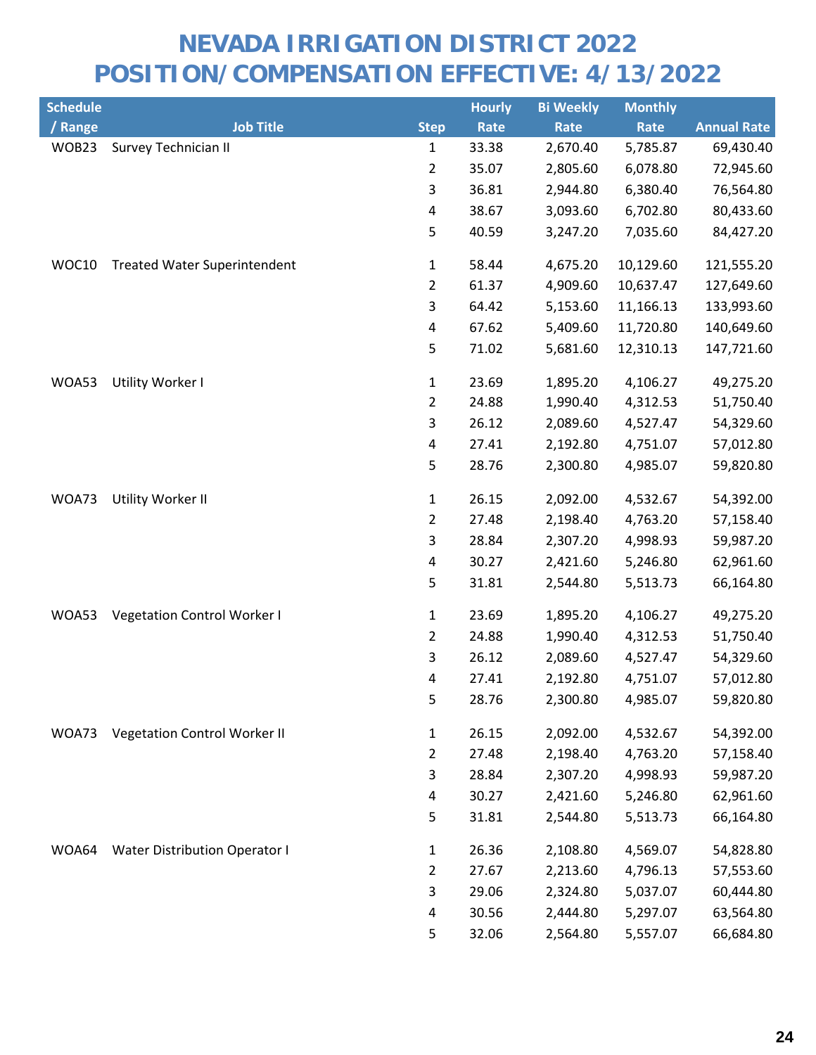# NEVADA IRRIGATION DISTRICT 2022
# POSITION/COMPENSATION EFFECTIVE: 4/13/2022

| Schedule / Range | Job Title | Step | Hourly Rate | Bi Weekly Rate | Monthly Rate | Annual Rate |
|---|---|---|---|---|---|---|
| WOB23 | Survey Technician II | 1 | 33.38 | 2,670.40 | 5,785.87 | 69,430.40 |
| | | 2 | 35.07 | 2,805.60 | 6,078.80 | 72,945.60 |
| | | 3 | 36.81 | 2,944.80 | 6,380.40 | 76,564.80 |
| | | 4 | 38.67 | 3,093.60 | 6,702.80 | 80,433.60 |
| | | 5 | 40.59 | 3,247.20 | 7,035.60 | 84,427.20 |
| WOC10 | Treated Water Superintendent | 1 | 58.44 | 4,675.20 | 10,129.60 | 121,555.20 |
| | | 2 | 61.37 | 4,909.60 | 10,637.47 | 127,649.60 |
| | | 3 | 64.42 | 5,153.60 | 11,166.13 | 133,993.60 |
| | | 4 | 67.62 | 5,409.60 | 11,720.80 | 140,649.60 |
| | | 5 | 71.02 | 5,681.60 | 12,310.13 | 147,721.60 |
| WOA53 | Utility Worker I | 1 | 23.69 | 1,895.20 | 4,106.27 | 49,275.20 |
| | | 2 | 24.88 | 1,990.40 | 4,312.53 | 51,750.40 |
| | | 3 | 26.12 | 2,089.60 | 4,527.47 | 54,329.60 |
| | | 4 | 27.41 | 2,192.80 | 4,751.07 | 57,012.80 |
| | | 5 | 28.76 | 2,300.80 | 4,985.07 | 59,820.80 |
| WOA73 | Utility Worker II | 1 | 26.15 | 2,092.00 | 4,532.67 | 54,392.00 |
| | | 2 | 27.48 | 2,198.40 | 4,763.20 | 57,158.40 |
| | | 3 | 28.84 | 2,307.20 | 4,998.93 | 59,987.20 |
| | | 4 | 30.27 | 2,421.60 | 5,246.80 | 62,961.60 |
| | | 5 | 31.81 | 2,544.80 | 5,513.73 | 66,164.80 |
| WOA53 | Vegetation Control Worker I | 1 | 23.69 | 1,895.20 | 4,106.27 | 49,275.20 |
| | | 2 | 24.88 | 1,990.40 | 4,312.53 | 51,750.40 |
| | | 3 | 26.12 | 2,089.60 | 4,527.47 | 54,329.60 |
| | | 4 | 27.41 | 2,192.80 | 4,751.07 | 57,012.80 |
| | | 5 | 28.76 | 2,300.80 | 4,985.07 | 59,820.80 |
| WOA73 | Vegetation Control Worker II | 1 | 26.15 | 2,092.00 | 4,532.67 | 54,392.00 |
| | | 2 | 27.48 | 2,198.40 | 4,763.20 | 57,158.40 |
| | | 3 | 28.84 | 2,307.20 | 4,998.93 | 59,987.20 |
| | | 4 | 30.27 | 2,421.60 | 5,246.80 | 62,961.60 |
| | | 5 | 31.81 | 2,544.80 | 5,513.73 | 66,164.80 |
| WOA64 | Water Distribution Operator I | 1 | 26.36 | 2,108.80 | 4,569.07 | 54,828.80 |
| | | 2 | 27.67 | 2,213.60 | 4,796.13 | 57,553.60 |
| | | 3 | 29.06 | 2,324.80 | 5,037.07 | 60,444.80 |
| | | 4 | 30.56 | 2,444.80 | 5,297.07 | 63,564.80 |
| | | 5 | 32.06 | 2,564.80 | 5,557.07 | 66,684.80 |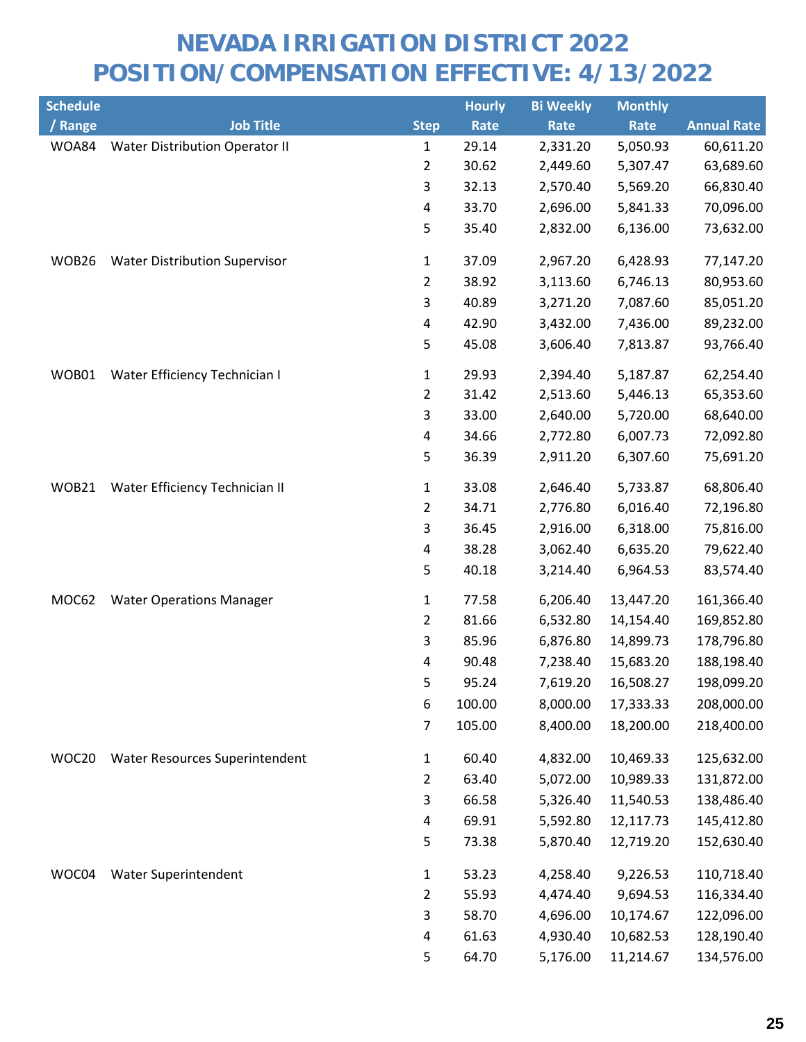# NEVADA IRRIGATION DISTRICT 2022
# POSITION/COMPENSATION EFFECTIVE: 4/13/2022

| Schedule / Range | Job Title | Step | Hourly Rate | Bi Weekly Rate | Monthly Rate | Annual Rate |
|---|---|---|---|---|---|---|
| WOA84 | Water Distribution Operator II | 1 | 29.14 | 2,331.20 | 5,050.93 | 60,611.20 |
| | | 2 | 30.62 | 2,449.60 | 5,307.47 | 63,689.60 |
| | | 3 | 32.13 | 2,570.40 | 5,569.20 | 66,830.40 |
| | | 4 | 33.70 | 2,696.00 | 5,841.33 | 70,096.00 |
| | | 5 | 35.40 | 2,832.00 | 6,136.00 | 73,632.00 |
| WOB26 | Water Distribution Supervisor | 1 | 37.09 | 2,967.20 | 6,428.93 | 77,147.20 |
| | | 2 | 38.92 | 3,113.60 | 6,746.13 | 80,953.60 |
| | | 3 | 40.89 | 3,271.20 | 7,087.60 | 85,051.20 |
| | | 4 | 42.90 | 3,432.00 | 7,436.00 | 89,232.00 |
| | | 5 | 45.08 | 3,606.40 | 7,813.87 | 93,766.40 |
| WOB01 | Water Efficiency Technician I | 1 | 29.93 | 2,394.40 | 5,187.87 | 62,254.40 |
| | | 2 | 31.42 | 2,513.60 | 5,446.13 | 65,353.60 |
| | | 3 | 33.00 | 2,640.00 | 5,720.00 | 68,640.00 |
| | | 4 | 34.66 | 2,772.80 | 6,007.73 | 72,092.80 |
| | | 5 | 36.39 | 2,911.20 | 6,307.60 | 75,691.20 |
| WOB21 | Water Efficiency Technician II | 1 | 33.08 | 2,646.40 | 5,733.87 | 68,806.40 |
| | | 2 | 34.71 | 2,776.80 | 6,016.40 | 72,196.80 |
| | | 3 | 36.45 | 2,916.00 | 6,318.00 | 75,816.00 |
| | | 4 | 38.28 | 3,062.40 | 6,635.20 | 79,622.40 |
| | | 5 | 40.18 | 3,214.40 | 6,964.53 | 83,574.40 |
| MOC62 | Water Operations Manager | 1 | 77.58 | 6,206.40 | 13,447.20 | 161,366.40 |
| | | 2 | 81.66 | 6,532.80 | 14,154.40 | 169,852.80 |
| | | 3 | 85.96 | 6,876.80 | 14,899.73 | 178,796.80 |
| | | 4 | 90.48 | 7,238.40 | 15,683.20 | 188,198.40 |
| | | 5 | 95.24 | 7,619.20 | 16,508.27 | 198,099.20 |
| | | 6 | 100.00 | 8,000.00 | 17,333.33 | 208,000.00 |
| | | 7 | 105.00 | 8,400.00 | 18,200.00 | 218,400.00 |
| WOC20 | Water Resources Superintendent | 1 | 60.40 | 4,832.00 | 10,469.33 | 125,632.00 |
| | | 2 | 63.40 | 5,072.00 | 10,989.33 | 131,872.00 |
| | | 3 | 66.58 | 5,326.40 | 11,540.53 | 138,486.40 |
| | | 4 | 69.91 | 5,592.80 | 12,117.73 | 145,412.80 |
| | | 5 | 73.38 | 5,870.40 | 12,719.20 | 152,630.40 |
| WOC04 | Water Superintendent | 1 | 53.23 | 4,258.40 | 9,226.53 | 110,718.40 |
| | | 2 | 55.93 | 4,474.40 | 9,694.53 | 116,334.40 |
| | | 3 | 58.70 | 4,696.00 | 10,174.67 | 122,096.00 |
| | | 4 | 61.63 | 4,930.40 | 10,682.53 | 128,190.40 |
| | | 5 | 64.70 | 5,176.00 | 11,214.67 | 134,576.00 |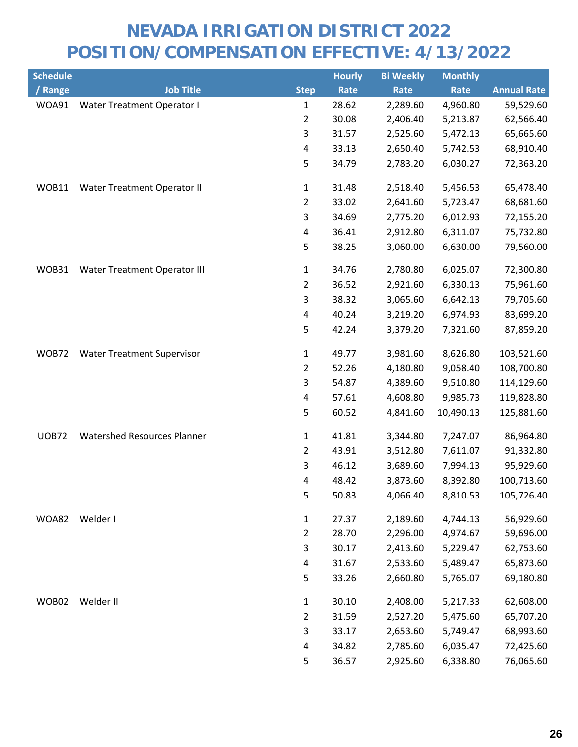# NEVADA IRRIGATION DISTRICT 2022
# POSITION/COMPENSATION EFFECTIVE: 4/13/2022

| Schedule / Range | Job Title | Step | Hourly Rate | Bi Weekly Rate | Monthly Rate | Annual Rate |
|---|---|---|---|---|---|---|
| WOA91 | Water Treatment Operator I | 1 | 28.62 | 2,289.60 | 4,960.80 | 59,529.60 |
| | | 2 | 30.08 | 2,406.40 | 5,213.87 | 62,566.40 |
| | | 3 | 31.57 | 2,525.60 | 5,472.13 | 65,665.60 |
| | | 4 | 33.13 | 2,650.40 | 5,742.53 | 68,910.40 |
| | | 5 | 34.79 | 2,783.20 | 6,030.27 | 72,363.20 |
| WOB11 | Water Treatment Operator II | 1 | 31.48 | 2,518.40 | 5,456.53 | 65,478.40 |
| | | 2 | 33.02 | 2,641.60 | 5,723.47 | 68,681.60 |
| | | 3 | 34.69 | 2,775.20 | 6,012.93 | 72,155.20 |
| | | 4 | 36.41 | 2,912.80 | 6,311.07 | 75,732.80 |
| | | 5 | 38.25 | 3,060.00 | 6,630.00 | 79,560.00 |
| WOB31 | Water Treatment Operator III | 1 | 34.76 | 2,780.80 | 6,025.07 | 72,300.80 |
| | | 2 | 36.52 | 2,921.60 | 6,330.13 | 75,961.60 |
| | | 3 | 38.32 | 3,065.60 | 6,642.13 | 79,705.60 |
| | | 4 | 40.24 | 3,219.20 | 6,974.93 | 83,699.20 |
| | | 5 | 42.24 | 3,379.20 | 7,321.60 | 87,859.20 |
| WOB72 | Water Treatment Supervisor | 1 | 49.77 | 3,981.60 | 8,626.80 | 103,521.60 |
| | | 2 | 52.26 | 4,180.80 | 9,058.40 | 108,700.80 |
| | | 3 | 54.87 | 4,389.60 | 9,510.80 | 114,129.60 |
| | | 4 | 57.61 | 4,608.80 | 9,985.73 | 119,828.80 |
| | | 5 | 60.52 | 4,841.60 | 10,490.13 | 125,881.60 |
| UOB72 | Watershed Resources Planner | 1 | 41.81 | 3,344.80 | 7,247.07 | 86,964.80 |
| | | 2 | 43.91 | 3,512.80 | 7,611.07 | 91,332.80 |
| | | 3 | 46.12 | 3,689.60 | 7,994.13 | 95,929.60 |
| | | 4 | 48.42 | 3,873.60 | 8,392.80 | 100,713.60 |
| | | 5 | 50.83 | 4,066.40 | 8,810.53 | 105,726.40 |
| WOA82 | Welder I | 1 | 27.37 | 2,189.60 | 4,744.13 | 56,929.60 |
| | | 2 | 28.70 | 2,296.00 | 4,974.67 | 59,696.00 |
| | | 3 | 30.17 | 2,413.60 | 5,229.47 | 62,753.60 |
| | | 4 | 31.67 | 2,533.60 | 5,489.47 | 65,873.60 |
| | | 5 | 33.26 | 2,660.80 | 5,765.07 | 69,180.80 |
| WOB02 | Welder II | 1 | 30.10 | 2,408.00 | 5,217.33 | 62,608.00 |
| | | 2 | 31.59 | 2,527.20 | 5,475.60 | 65,707.20 |
| | | 3 | 33.17 | 2,653.60 | 5,749.47 | 68,993.60 |
| | | 4 | 34.82 | 2,785.60 | 6,035.47 | 72,425.60 |
| | | 5 | 36.57 | 2,925.60 | 6,338.80 | 76,065.60 |